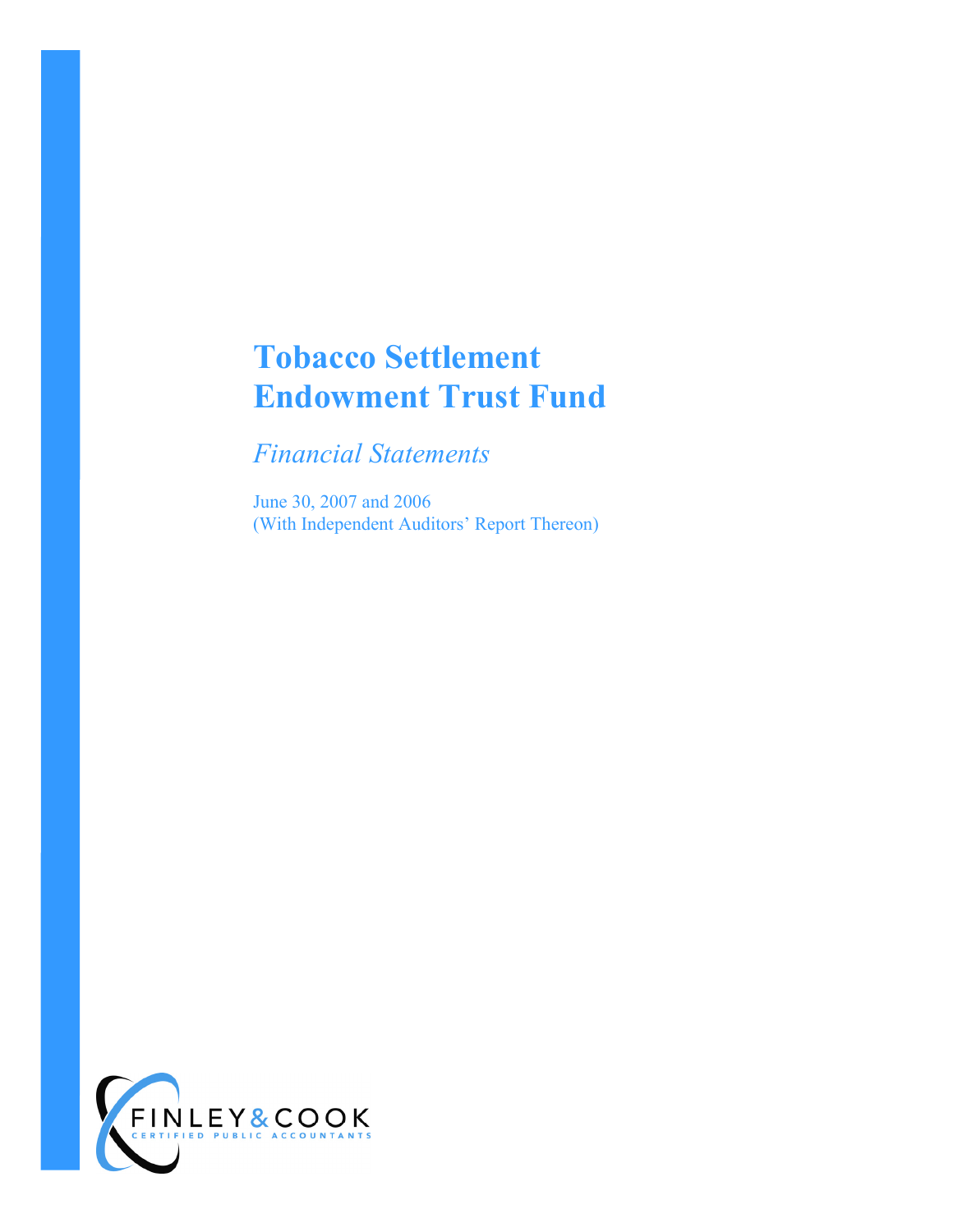# Tobacco Settlement Endowment Trust Fund

*Financial Statements*

June 30, 2007 and 2006
(With Independent Auditors' Report Thereon)

FINLEY & COOK
CERTIFIED PUBLIC ACCOUNTANTS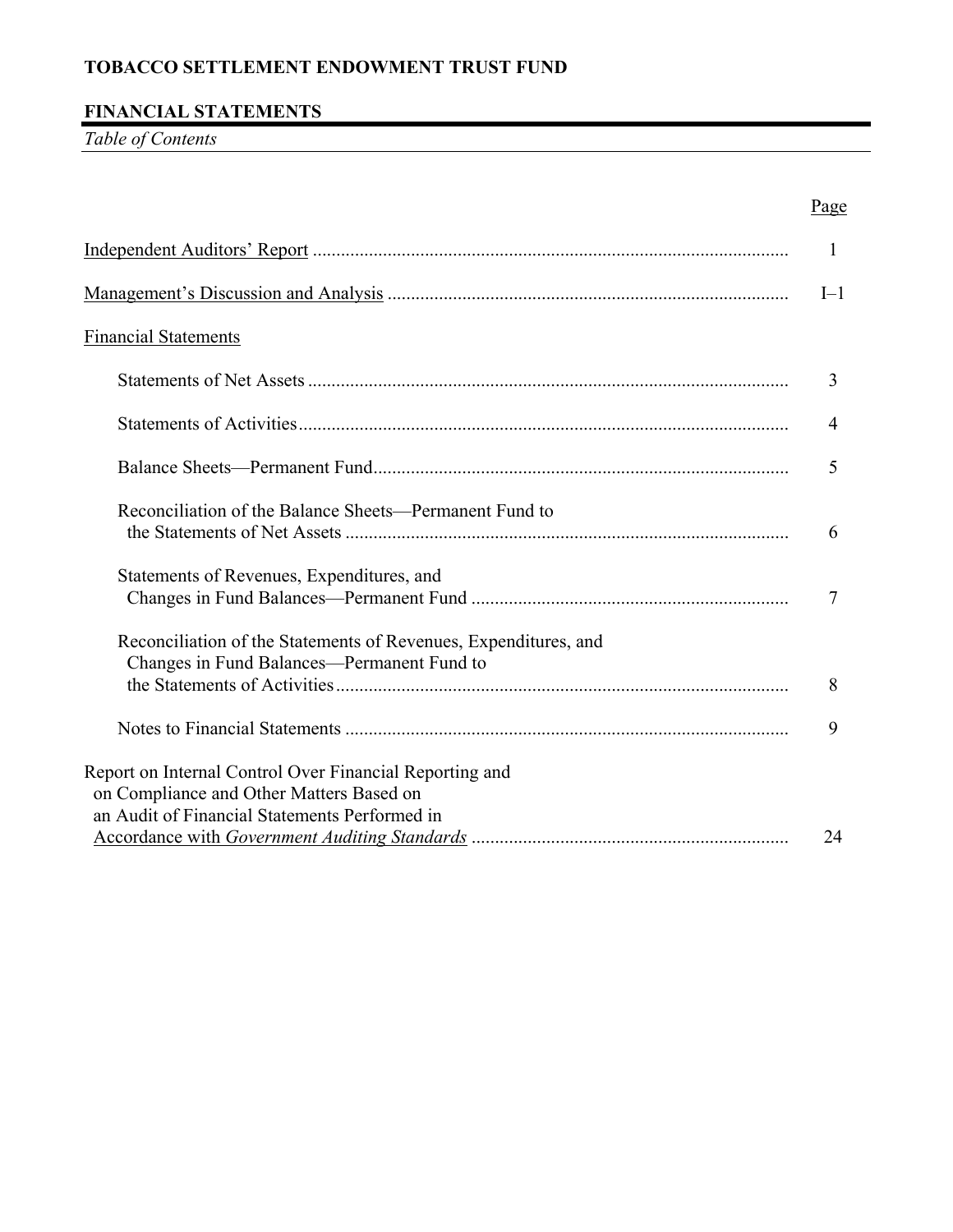# TOBACCO SETTLEMENT ENDOWMENT TRUST FUND

## FINANCIAL STATEMENTS

*Table of Contents*

| | Page |
|---|---|
| Independent Auditors' Report | 1 |
| Management's Discussion and Analysis | I–1 |
| Financial Statements | |
| Statements of Net Assets | 3 |
| Statements of Activities | 4 |
| Balance Sheets—Permanent Fund | 5 |
| Reconciliation of the Balance Sheets—Permanent Fund to the Statements of Net Assets | 6 |
| Statements of Revenues, Expenditures, and Changes in Fund Balances—Permanent Fund | 7 |
| Reconciliation of the Statements of Revenues, Expenditures, and Changes in Fund Balances—Permanent Fund to the Statements of Activities | 8 |
| Notes to Financial Statements | 9 |
| Report on Internal Control Over Financial Reporting and on Compliance and Other Matters Based on an Audit of Financial Statements Performed in Accordance with *Government Auditing Standards* | 24 |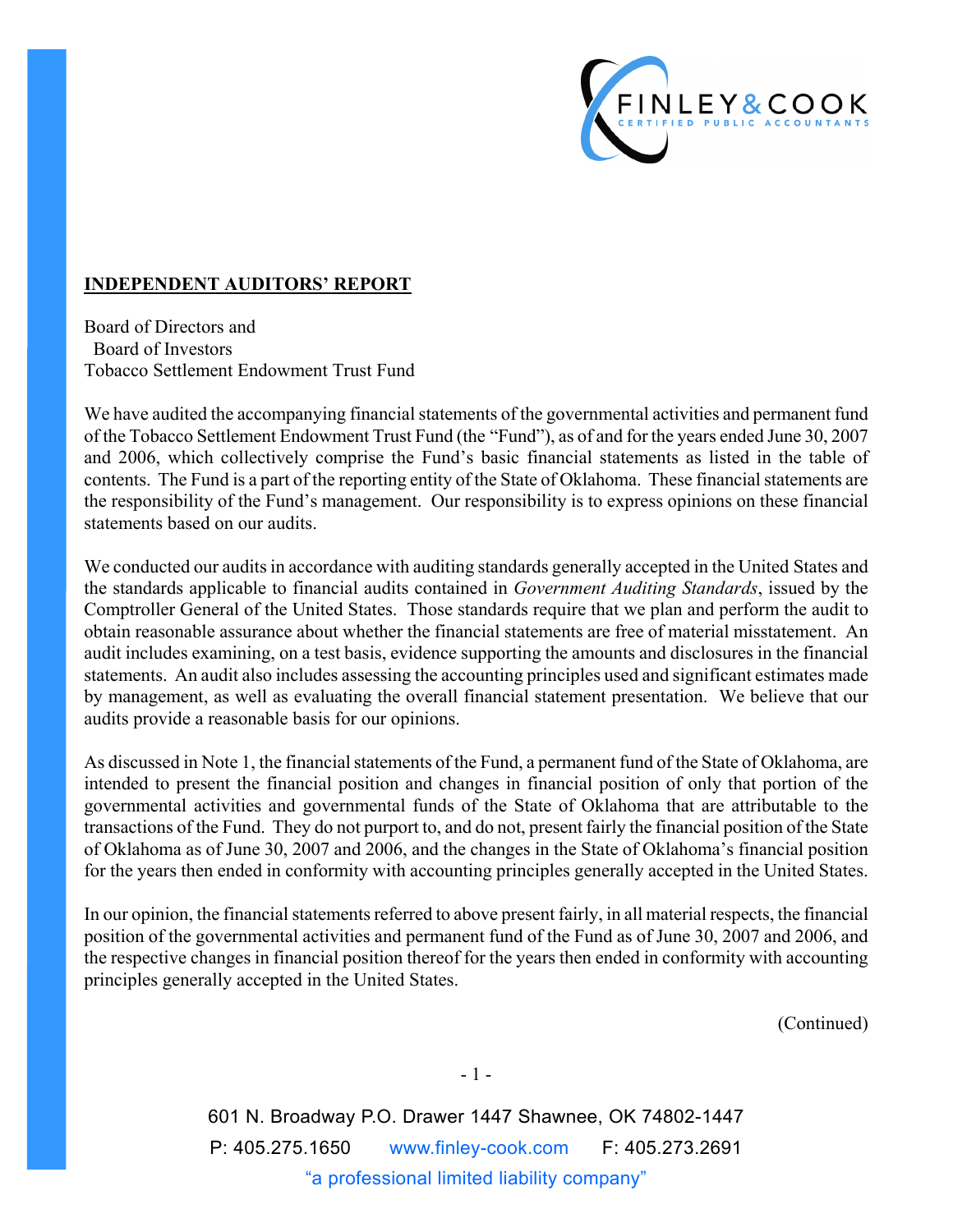## INDEPENDENT AUDITORS' REPORT

Board of Directors and
Board of Investors
Tobacco Settlement Endowment Trust Fund

We have audited the accompanying financial statements of the governmental activities and permanent fund of the Tobacco Settlement Endowment Trust Fund (the "Fund"), as of and for the years ended June 30, 2007 and 2006, which collectively comprise the Fund's basic financial statements as listed in the table of contents. The Fund is a part of the reporting entity of the State of Oklahoma. These financial statements are the responsibility of the Fund's management. Our responsibility is to express opinions on these financial statements based on our audits.

We conducted our audits in accordance with auditing standards generally accepted in the United States and the standards applicable to financial audits contained in *Government Auditing Standards*, issued by the Comptroller General of the United States. Those standards require that we plan and perform the audit to obtain reasonable assurance about whether the financial statements are free of material misstatement. An audit includes examining, on a test basis, evidence supporting the amounts and disclosures in the financial statements. An audit also includes assessing the accounting principles used and significant estimates made by management, as well as evaluating the overall financial statement presentation. We believe that our audits provide a reasonable basis for our opinions.

As discussed in Note 1, the financial statements of the Fund, a permanent fund of the State of Oklahoma, are intended to present the financial position and changes in financial position of only that portion of the governmental activities and governmental funds of the State of Oklahoma that are attributable to the transactions of the Fund. They do not purport to, and do not, present fairly the financial position of the State of Oklahoma as of June 30, 2007 and 2006, and the changes in the State of Oklahoma's financial position for the years then ended in conformity with accounting principles generally accepted in the United States.

In our opinion, the financial statements referred to above present fairly, in all material respects, the financial position of the governmental activities and permanent fund of the Fund as of June 30, 2007 and 2006, and the respective changes in financial position thereof for the years then ended in conformity with accounting principles generally accepted in the United States.

(Continued)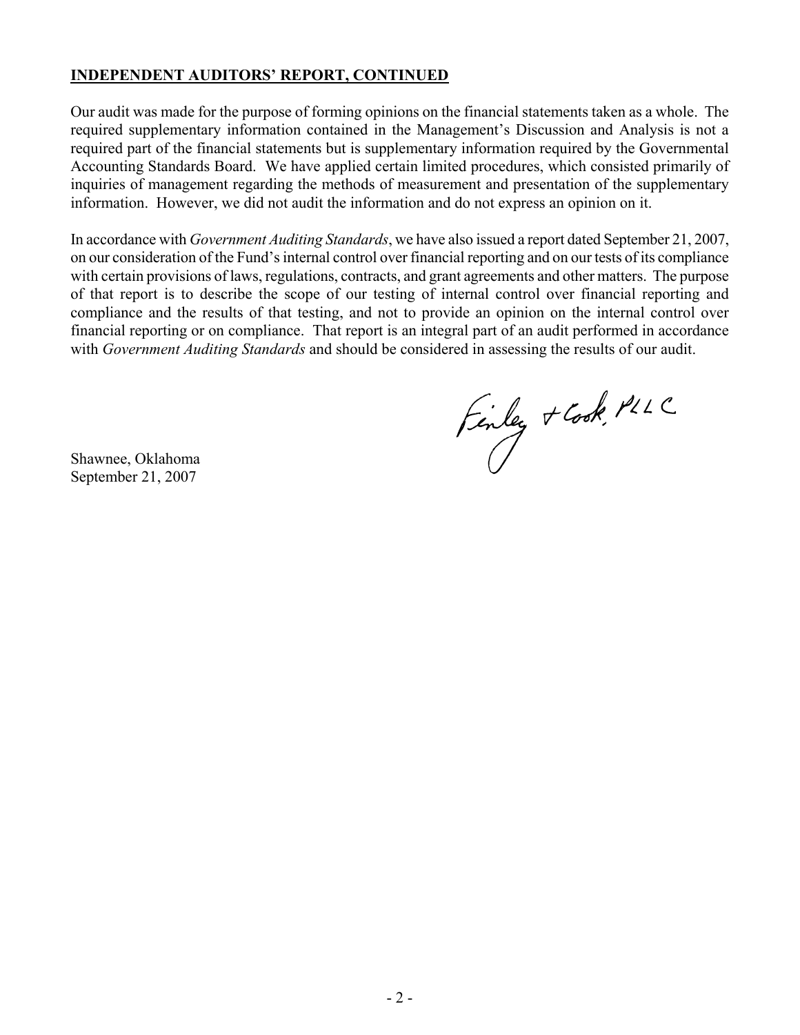**INDEPENDENT AUDITORS' REPORT, CONTINUED**

Our audit was made for the purpose of forming opinions on the financial statements taken as a whole. The required supplementary information contained in the Management's Discussion and Analysis is not a required part of the financial statements but is supplementary information required by the Governmental Accounting Standards Board. We have applied certain limited procedures, which consisted primarily of inquiries of management regarding the methods of measurement and presentation of the supplementary information. However, we did not audit the information and do not express an opinion on it.

In accordance with *Government Auditing Standards*, we have also issued a report dated September 21, 2007, on our consideration of the Fund's internal control over financial reporting and on our tests of its compliance with certain provisions of laws, regulations, contracts, and grant agreements and other matters. The purpose of that report is to describe the scope of our testing of internal control over financial reporting and compliance and the results of that testing, and not to provide an opinion on the internal control over financial reporting or on compliance. That report is an integral part of an audit performed in accordance with *Government Auditing Standards* and should be considered in assessing the results of our audit.

Finley & Cook, PLLC

Shawnee, Oklahoma
September 21, 2007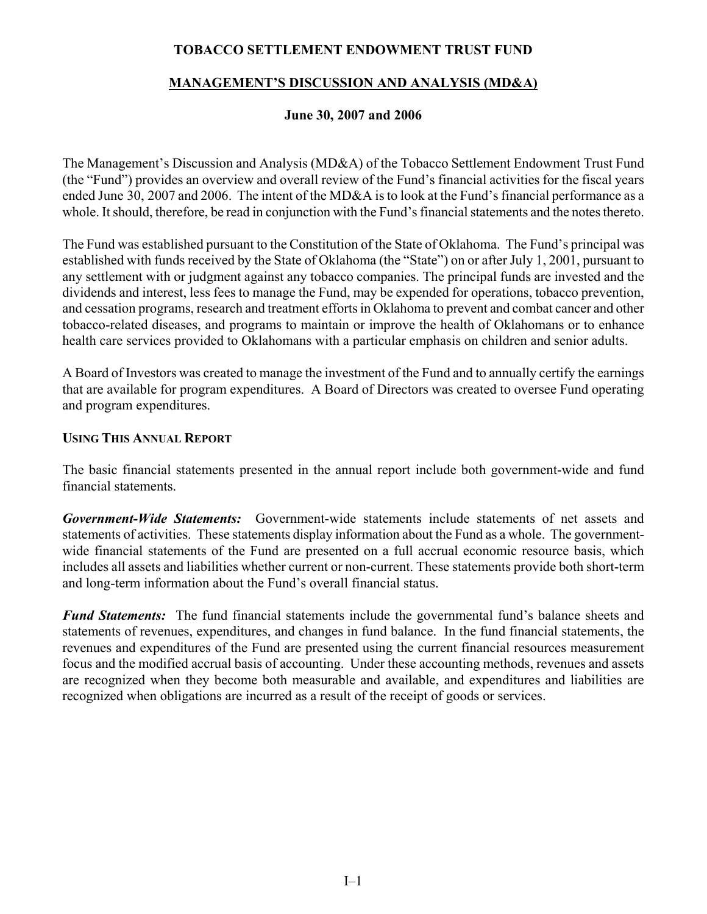# TOBACCO SETTLEMENT ENDOWMENT TRUST FUND

## MANAGEMENT'S DISCUSSION AND ANALYSIS (MD&A)

### June 30, 2007 and 2006

The Management's Discussion and Analysis (MD&A) of the Tobacco Settlement Endowment Trust Fund (the "Fund") provides an overview and overall review of the Fund's financial activities for the fiscal years ended June 30, 2007 and 2006. The intent of the MD&A is to look at the Fund's financial performance as a whole. It should, therefore, be read in conjunction with the Fund's financial statements and the notes thereto.

The Fund was established pursuant to the Constitution of the State of Oklahoma. The Fund's principal was established with funds received by the State of Oklahoma (the "State") on or after July 1, 2001, pursuant to any settlement with or judgment against any tobacco companies. The principal funds are invested and the dividends and interest, less fees to manage the Fund, may be expended for operations, tobacco prevention, and cessation programs, research and treatment efforts in Oklahoma to prevent and combat cancer and other tobacco-related diseases, and programs to maintain or improve the health of Oklahomans or to enhance health care services provided to Oklahomans with a particular emphasis on children and senior adults.

A Board of Investors was created to manage the investment of the Fund and to annually certify the earnings that are available for program expenditures. A Board of Directors was created to oversee Fund operating and program expenditures.

#### USING THIS ANNUAL REPORT

The basic financial statements presented in the annual report include both government-wide and fund financial statements.

***Government-Wide Statements:*** Government-wide statements include statements of net assets and statements of activities. These statements display information about the Fund as a whole. The government-wide financial statements of the Fund are presented on a full accrual economic resource basis, which includes all assets and liabilities whether current or non-current. These statements provide both short-term and long-term information about the Fund's overall financial status.

***Fund Statements:*** The fund financial statements include the governmental fund's balance sheets and statements of revenues, expenditures, and changes in fund balance. In the fund financial statements, the revenues and expenditures of the Fund are presented using the current financial resources measurement focus and the modified accrual basis of accounting. Under these accounting methods, revenues and assets are recognized when they become both measurable and available, and expenditures and liabilities are recognized when obligations are incurred as a result of the receipt of goods or services.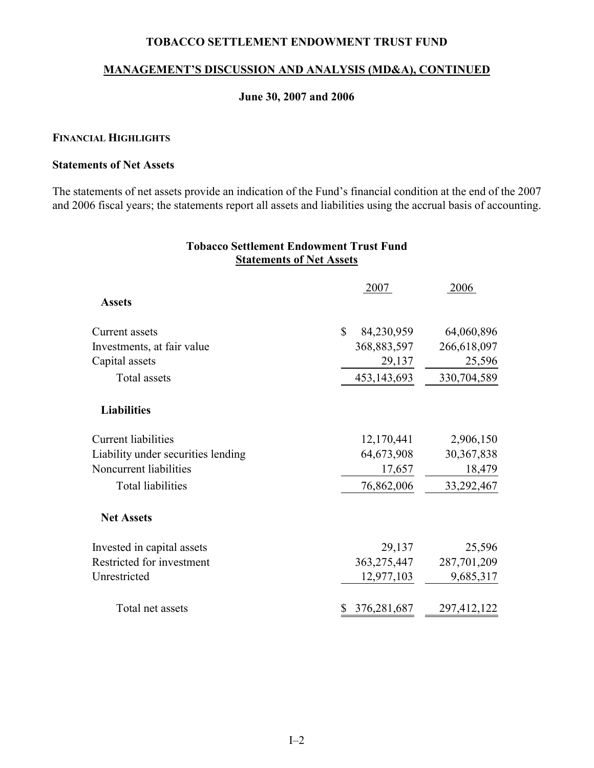# TOBACCO SETTLEMENT ENDOWMENT TRUST FUND

## MANAGEMENT'S DISCUSSION AND ANALYSIS (MD&A), CONTINUED

### June 30, 2007 and 2006

#### FINANCIAL HIGHLIGHTS

**Statements of Net Assets**

The statements of net assets provide an indication of the Fund's financial condition at the end of the 2007 and 2006 fiscal years; the statements report all assets and liabilities using the accrual basis of accounting.

**Tobacco Settlement Endowment Trust Fund**
**Statements of Net Assets**

| | 2007 | 2006 |
|---|---|---|
| **Assets** | | |
| Current assets | $ 84,230,959 | 64,060,896 |
| Investments, at fair value | 368,883,597 | 266,618,097 |
| Capital assets | 29,137 | 25,596 |
| Total assets | 453,143,693 | 330,704,589 |
| **Liabilities** | | |
| Current liabilities | 12,170,441 | 2,906,150 |
| Liability under securities lending | 64,673,908 | 30,367,838 |
| Noncurrent liabilities | 17,657 | 18,479 |
| Total liabilities | 76,862,006 | 33,292,467 |
| **Net Assets** | | |
| Invested in capital assets | 29,137 | 25,596 |
| Restricted for investment | 363,275,447 | 287,701,209 |
| Unrestricted | 12,977,103 | 9,685,317 |
| Total net assets | $ 376,281,687 | 297,412,122 |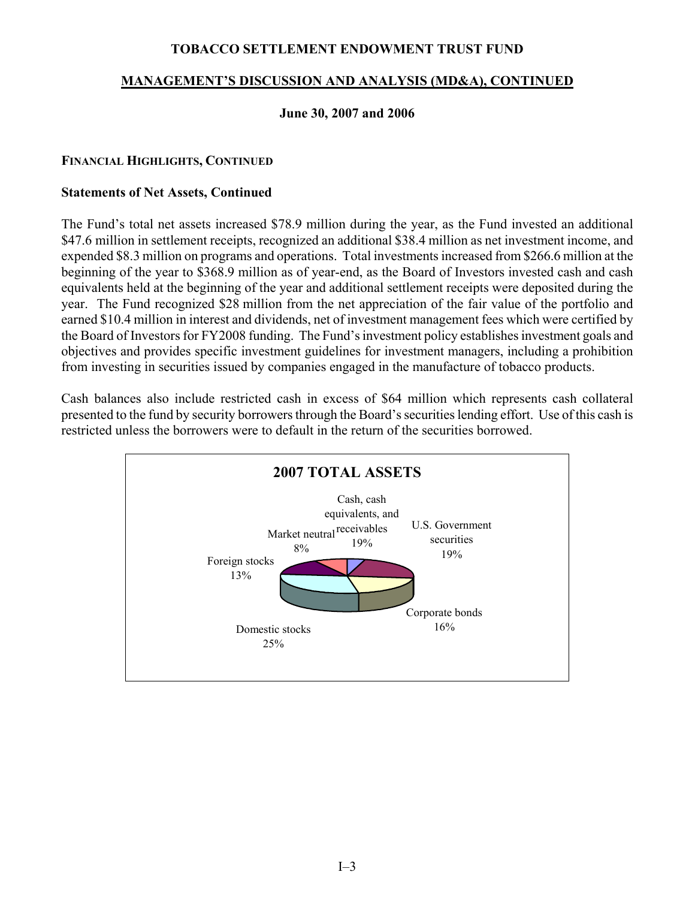# TOBACCO SETTLEMENT ENDOWMENT TRUST FUND

## MANAGEMENT'S DISCUSSION AND ANALYSIS (MD&A), CONTINUED

**June 30, 2007 and 2006**

### FINANCIAL HIGHLIGHTS, CONTINUED

**Statements of Net Assets, Continued**

The Fund's total net assets increased $78.9 million during the year, as the Fund invested an additional $47.6 million in settlement receipts, recognized an additional $38.4 million as net investment income, and expended $8.3 million on programs and operations. Total investments increased from $266.6 million at the beginning of the year to $368.9 million as of year-end, as the Board of Investors invested cash and cash equivalents held at the beginning of the year and additional settlement receipts were deposited during the year. The Fund recognized $28 million from the net appreciation of the fair value of the portfolio and earned $10.4 million in interest and dividends, net of investment management fees which were certified by the Board of Investors for FY2008 funding. The Fund's investment policy establishes investment goals and objectives and provides specific investment guidelines for investment managers, including a prohibition from investing in securities issued by companies engaged in the manufacture of tobacco products.

Cash balances also include restricted cash in excess of $64 million which represents cash collateral presented to the fund by security borrowers through the Board's securities lending effort. Use of this cash is restricted unless the borrowers were to default in the return of the securities borrowed.

**2007 TOTAL ASSETS**

| Category | Percentage |
|---|---|
| Cash, cash equivalents, and receivables | 19% |
| U.S. Government securities | 19% |
| Corporate bonds | 16% |
| Domestic stocks | 25% |
| Foreign stocks | 13% |
| Market neutral | 8% |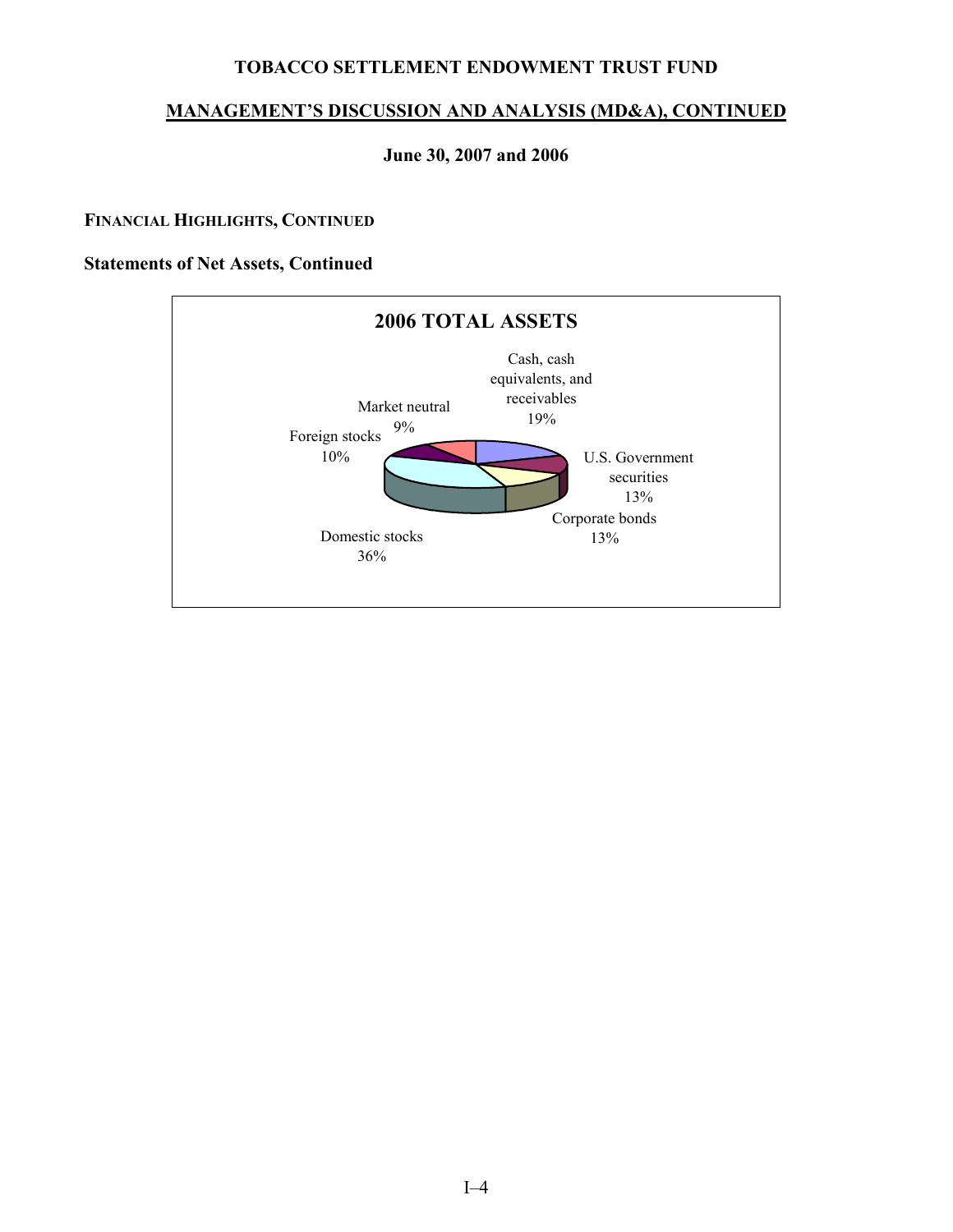# TOBACCO SETTLEMENT ENDOWMENT TRUST FUND

## MANAGEMENT'S DISCUSSION AND ANALYSIS (MD&A), CONTINUED

**June 30, 2007 and 2006**

### FINANCIAL HIGHLIGHTS, CONTINUED

### Statements of Net Assets, Continued

**2006 TOTAL ASSETS**

| Category | Percentage |
|---|---|
| Cash, cash equivalents, and receivables | 19% |
| U.S. Government securities | 13% |
| Corporate bonds | 13% |
| Domestic stocks | 36% |
| Foreign stocks | 10% |
| Market neutral | 9% |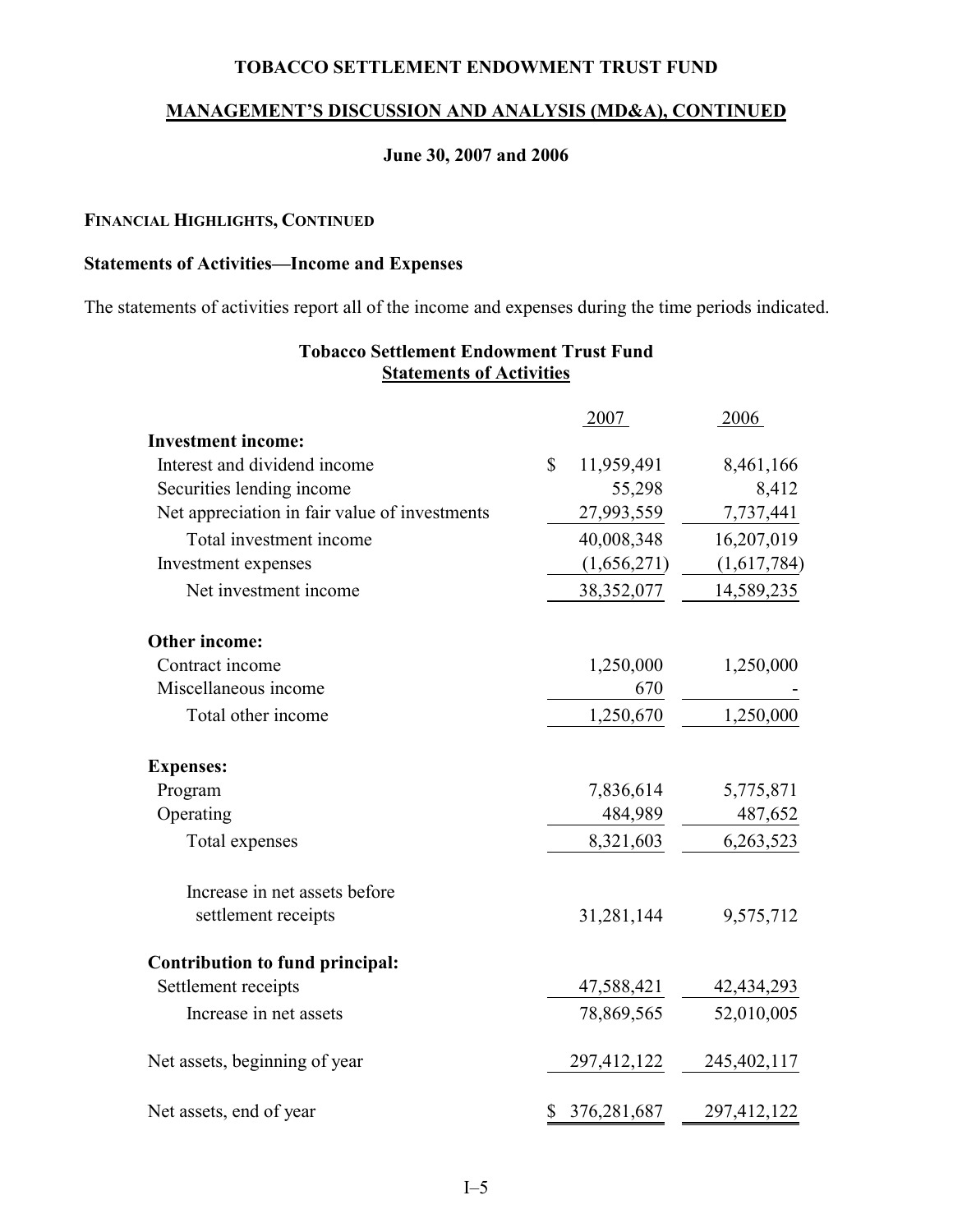# TOBACCO SETTLEMENT ENDOWMENT TRUST FUND

## MANAGEMENT'S DISCUSSION AND ANALYSIS (MD&A), CONTINUED

### June 30, 2007 and 2006

#### FINANCIAL HIGHLIGHTS, CONTINUED

**Statements of Activities—Income and Expenses**

The statements of activities report all of the income and expenses during the time periods indicated.

**Tobacco Settlement Endowment Trust Fund**
**Statements of Activities**

| | 2007 | 2006 |
|---|---|---|
| **Investment income:** | | |
| Interest and dividend income | $ 11,959,491 | 8,461,166 |
| Securities lending income | 55,298 | 8,412 |
| Net appreciation in fair value of investments | 27,993,559 | 7,737,441 |
| Total investment income | 40,008,348 | 16,207,019 |
| Investment expenses | (1,656,271) | (1,617,784) |
| Net investment income | 38,352,077 | 14,589,235 |
| **Other income:** | | |
| Contract income | 1,250,000 | 1,250,000 |
| Miscellaneous income | 670 | - |
| Total other income | 1,250,670 | 1,250,000 |
| **Expenses:** | | |
| Program | 7,836,614 | 5,775,871 |
| Operating | 484,989 | 487,652 |
| Total expenses | 8,321,603 | 6,263,523 |
| Increase in net assets before settlement receipts | 31,281,144 | 9,575,712 |
| **Contribution to fund principal:** | | |
| Settlement receipts | 47,588,421 | 42,434,293 |
| Increase in net assets | 78,869,565 | 52,010,005 |
| Net assets, beginning of year | 297,412,122 | 245,402,117 |
| Net assets, end of year | $ 376,281,687 | 297,412,122 |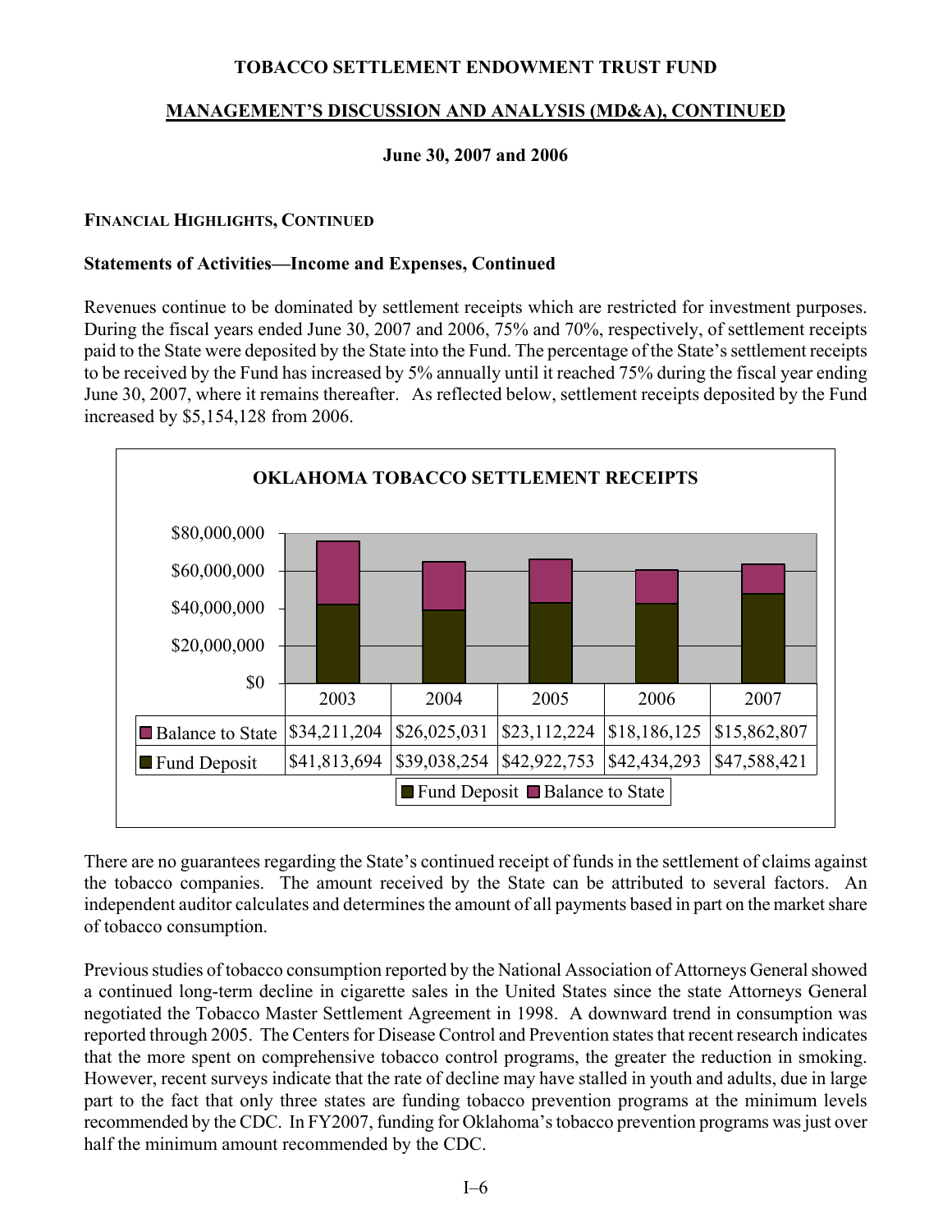## FINANCIAL HIGHLIGHTS, CONTINUED

### Statements of Activities—Income and Expenses, Continued

Revenues continue to be dominated by settlement receipts which are restricted for investment purposes. During the fiscal years ended June 30, 2007 and 2006, 75% and 70%, respectively, of settlement receipts paid to the State were deposited by the State into the Fund. The percentage of the State's settlement receipts to be received by the Fund has increased by 5% annually until it reached 75% during the fiscal year ending June 30, 2007, where it remains thereafter. As reflected below, settlement receipts deposited by the Fund increased by $5,154,128 from 2006.

**OKLAHOMA TOBACCO SETTLEMENT RECEIPTS**

| | 2003 | 2004 | 2005 | 2006 | 2007 |
|---|---|---|---|---|---|
| Balance to State | $34,211,204 | $26,025,031 | $23,112,224 | $18,186,125 | $15,862,807 |
| Fund Deposit | $41,813,694 | $39,038,254 | $42,922,753 | $42,434,293 | $47,588,421 |

There are no guarantees regarding the State's continued receipt of funds in the settlement of claims against the tobacco companies. The amount received by the State can be attributed to several factors. An independent auditor calculates and determines the amount of all payments based in part on the market share of tobacco consumption.

Previous studies of tobacco consumption reported by the National Association of Attorneys General showed a continued long-term decline in cigarette sales in the United States since the state Attorneys General negotiated the Tobacco Master Settlement Agreement in 1998. A downward trend in consumption was reported through 2005. The Centers for Disease Control and Prevention states that recent research indicates that the more spent on comprehensive tobacco control programs, the greater the reduction in smoking. However, recent surveys indicate that the rate of decline may have stalled in youth and adults, due in large part to the fact that only three states are funding tobacco prevention programs at the minimum levels recommended by the CDC. In FY2007, funding for Oklahoma's tobacco prevention programs was just over half the minimum amount recommended by the CDC.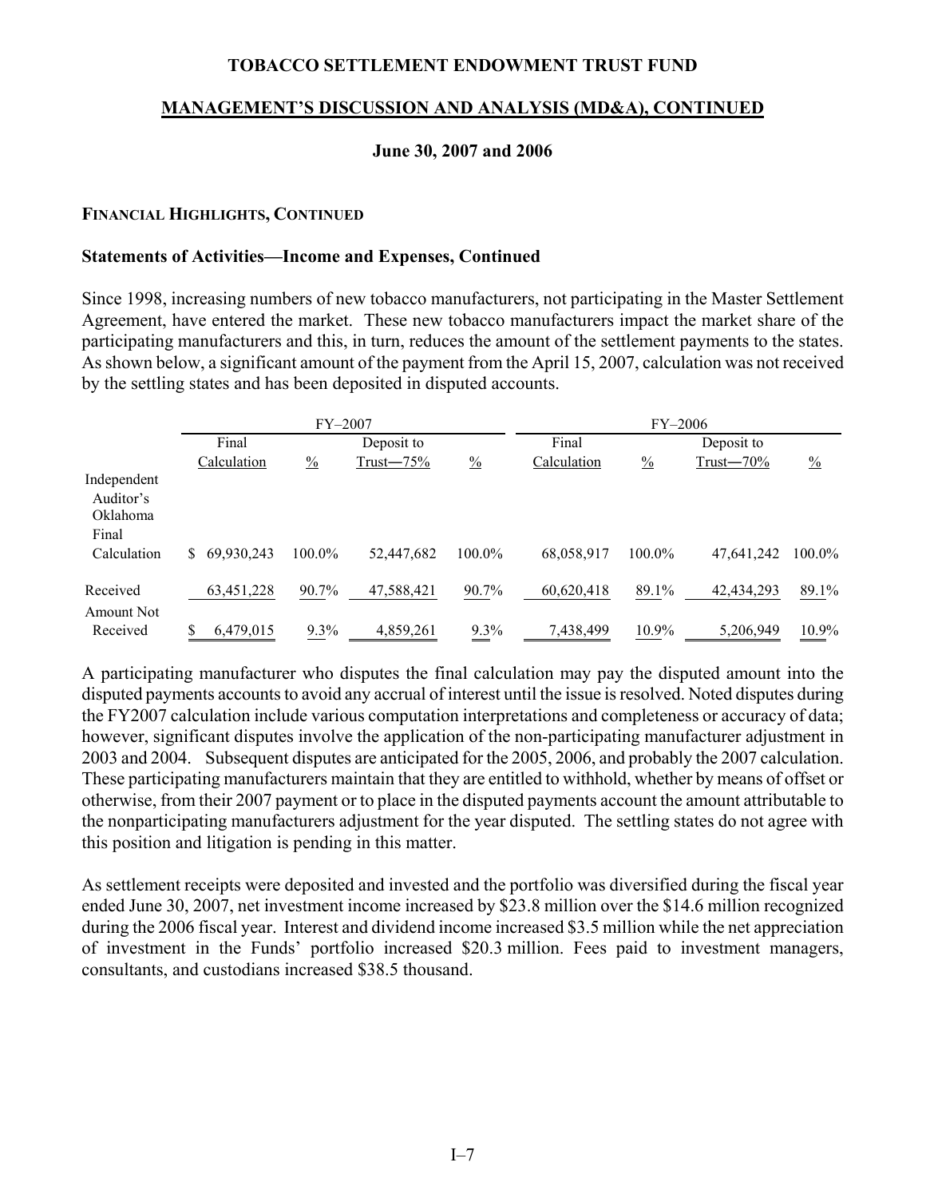**TOBACCO SETTLEMENT ENDOWMENT TRUST FUND**

**MANAGEMENT'S DISCUSSION AND ANALYSIS (MD&A), CONTINUED**

**June 30, 2007 and 2006**

#### FINANCIAL HIGHLIGHTS, CONTINUED

#### Statements of Activities—Income and Expenses, Continued

Since 1998, increasing numbers of new tobacco manufacturers, not participating in the Master Settlement Agreement, have entered the market. These new tobacco manufacturers impact the market share of the participating manufacturers and this, in turn, reduces the amount of the settlement payments to the states. As shown below, a significant amount of the payment from the April 15, 2007, calculation was not received by the settling states and has been deposited in disputed accounts.

| | FY–2007 | | | | FY–2006 | | | |
|---|---|---|---|---|---|---|---|---|
| | Final Calculation | % | Deposit to Trust—75% | % | Final Calculation | % | Deposit to Trust—70% | % |
| Independent Auditor's Oklahoma Final Calculation | $ 69,930,243 | 100.0% | 52,447,682 | 100.0% | 68,058,917 | 100.0% | 47,641,242 | 100.0% |
| Received | 63,451,228 | 90.7% | 47,588,421 | 90.7% | 60,620,418 | 89.1% | 42,434,293 | 89.1% |
| Amount Not Received | $ 6,479,015 | 9.3% | 4,859,261 | 9.3% | 7,438,499 | 10.9% | 5,206,949 | 10.9% |

A participating manufacturer who disputes the final calculation may pay the disputed amount into the disputed payments accounts to avoid any accrual of interest until the issue is resolved. Noted disputes during the FY2007 calculation include various computation interpretations and completeness or accuracy of data; however, significant disputes involve the application of the non-participating manufacturer adjustment in 2003 and 2004. Subsequent disputes are anticipated for the 2005, 2006, and probably the 2007 calculation. These participating manufacturers maintain that they are entitled to withhold, whether by means of offset or otherwise, from their 2007 payment or to place in the disputed payments account the amount attributable to the nonparticipating manufacturers adjustment for the year disputed. The settling states do not agree with this position and litigation is pending in this matter.

As settlement receipts were deposited and invested and the portfolio was diversified during the fiscal year ended June 30, 2007, net investment income increased by $23.8 million over the $14.6 million recognized during the 2006 fiscal year. Interest and dividend income increased $3.5 million while the net appreciation of investment in the Funds' portfolio increased $20.3 million. Fees paid to investment managers, consultants, and custodians increased $38.5 thousand.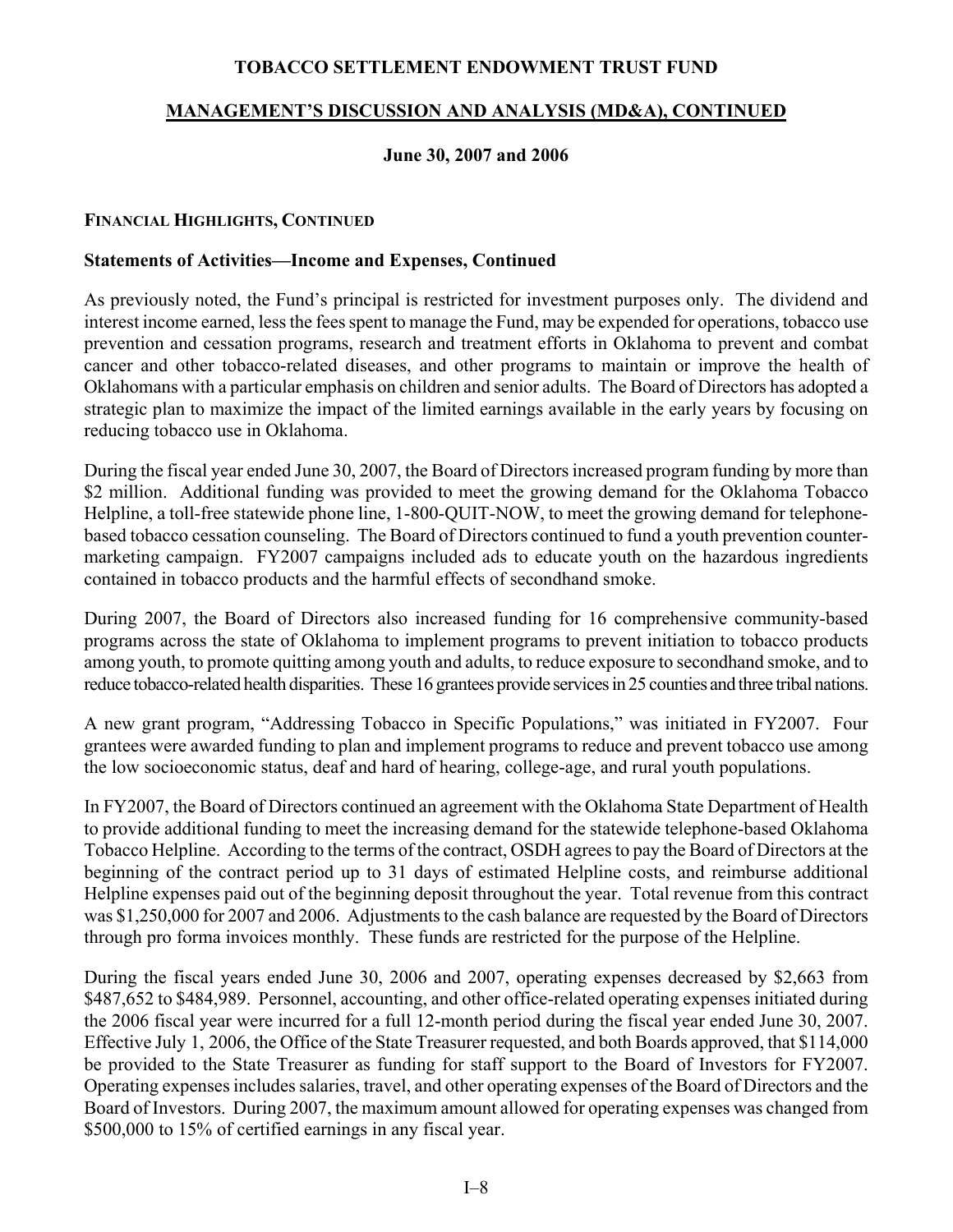# TOBACCO SETTLEMENT ENDOWMENT TRUST FUND

## MANAGEMENT'S DISCUSSION AND ANALYSIS (MD&A), CONTINUED

**June 30, 2007 and 2006**

### FINANCIAL HIGHLIGHTS, CONTINUED

### Statements of Activities—Income and Expenses, Continued

As previously noted, the Fund's principal is restricted for investment purposes only. The dividend and interest income earned, less the fees spent to manage the Fund, may be expended for operations, tobacco use prevention and cessation programs, research and treatment efforts in Oklahoma to prevent and combat cancer and other tobacco-related diseases, and other programs to maintain or improve the health of Oklahomans with a particular emphasis on children and senior adults. The Board of Directors has adopted a strategic plan to maximize the impact of the limited earnings available in the early years by focusing on reducing tobacco use in Oklahoma.

During the fiscal year ended June 30, 2007, the Board of Directors increased program funding by more than $2 million. Additional funding was provided to meet the growing demand for the Oklahoma Tobacco Helpline, a toll-free statewide phone line, 1-800-QUIT-NOW, to meet the growing demand for telephone-based tobacco cessation counseling. The Board of Directors continued to fund a youth prevention counter-marketing campaign. FY2007 campaigns included ads to educate youth on the hazardous ingredients contained in tobacco products and the harmful effects of secondhand smoke.

During 2007, the Board of Directors also increased funding for 16 comprehensive community-based programs across the state of Oklahoma to implement programs to prevent initiation to tobacco products among youth, to promote quitting among youth and adults, to reduce exposure to secondhand smoke, and to reduce tobacco-related health disparities. These 16 grantees provide services in 25 counties and three tribal nations.

A new grant program, "Addressing Tobacco in Specific Populations," was initiated in FY2007. Four grantees were awarded funding to plan and implement programs to reduce and prevent tobacco use among the low socioeconomic status, deaf and hard of hearing, college-age, and rural youth populations.

In FY2007, the Board of Directors continued an agreement with the Oklahoma State Department of Health to provide additional funding to meet the increasing demand for the statewide telephone-based Oklahoma Tobacco Helpline. According to the terms of the contract, OSDH agrees to pay the Board of Directors at the beginning of the contract period up to 31 days of estimated Helpline costs, and reimburse additional Helpline expenses paid out of the beginning deposit throughout the year. Total revenue from this contract was $1,250,000 for 2007 and 2006. Adjustments to the cash balance are requested by the Board of Directors through pro forma invoices monthly. These funds are restricted for the purpose of the Helpline.

During the fiscal years ended June 30, 2006 and 2007, operating expenses decreased by $2,663 from $487,652 to $484,989. Personnel, accounting, and other office-related operating expenses initiated during the 2006 fiscal year were incurred for a full 12-month period during the fiscal year ended June 30, 2007. Effective July 1, 2006, the Office of the State Treasurer requested, and both Boards approved, that $114,000 be provided to the State Treasurer as funding for staff support to the Board of Investors for FY2007. Operating expenses includes salaries, travel, and other operating expenses of the Board of Directors and the Board of Investors. During 2007, the maximum amount allowed for operating expenses was changed from $500,000 to 15% of certified earnings in any fiscal year.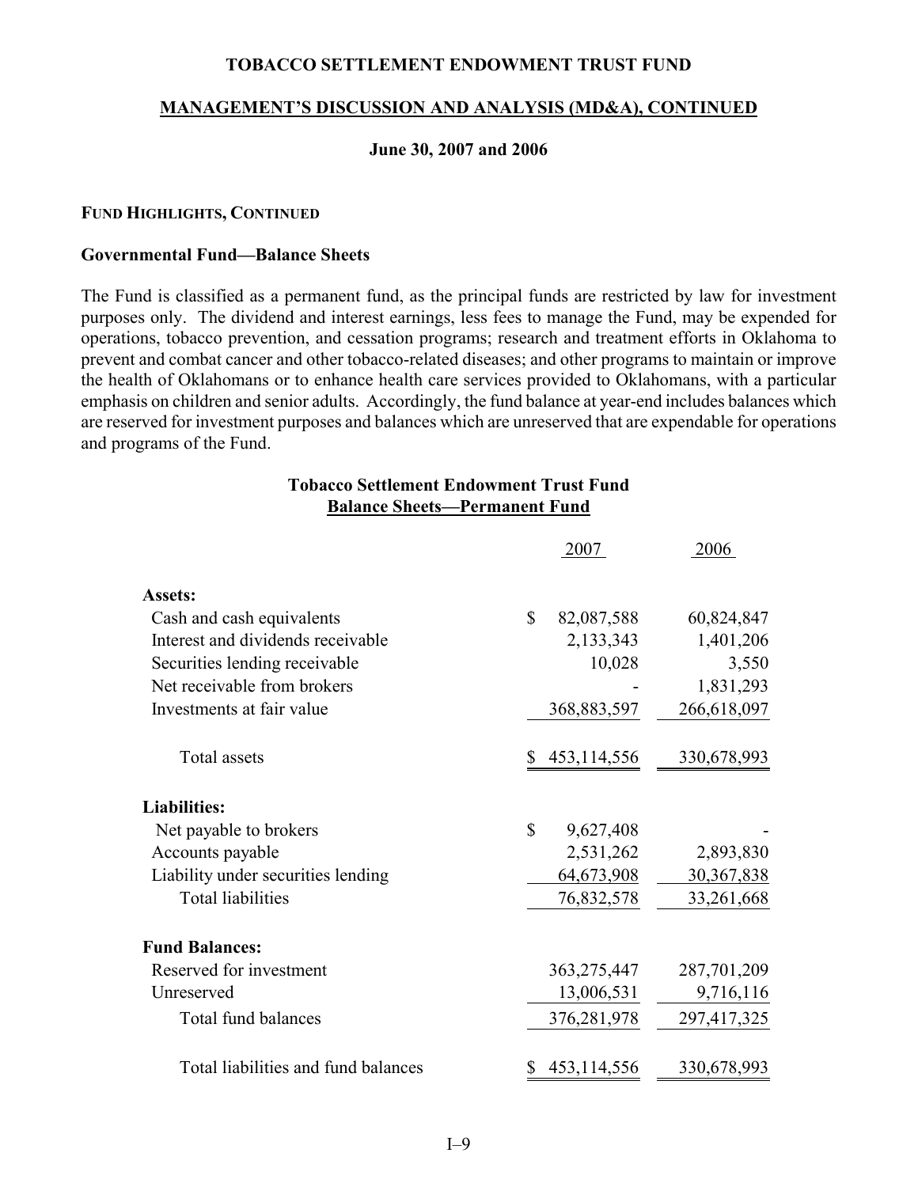# TOBACCO SETTLEMENT ENDOWMENT TRUST FUND

## MANAGEMENT'S DISCUSSION AND ANALYSIS (MD&A), CONTINUED

**June 30, 2007 and 2006**

### FUND HIGHLIGHTS, CONTINUED

**Governmental Fund—Balance Sheets**

The Fund is classified as a permanent fund, as the principal funds are restricted by law for investment purposes only. The dividend and interest earnings, less fees to manage the Fund, may be expended for operations, tobacco prevention, and cessation programs; research and treatment efforts in Oklahoma to prevent and combat cancer and other tobacco-related diseases; and other programs to maintain or improve the health of Oklahomans or to enhance health care services provided to Oklahomans, with a particular emphasis on children and senior adults. Accordingly, the fund balance at year-end includes balances which are reserved for investment purposes and balances which are unreserved that are expendable for operations and programs of the Fund.

**Tobacco Settlement Endowment Trust Fund**
**Balance Sheets—Permanent Fund**

| | 2007 | 2006 |
|---|---|---|
| **Assets:** | | |
| Cash and cash equivalents | $ 82,087,588 | 60,824,847 |
| Interest and dividends receivable | 2,133,343 | 1,401,206 |
| Securities lending receivable | 10,028 | 3,550 |
| Net receivable from brokers | - | 1,831,293 |
| Investments at fair value | 368,883,597 | 266,618,097 |
| Total assets | $ 453,114,556 | 330,678,993 |
| **Liabilities:** | | |
| Net payable to brokers | $ 9,627,408 | - |
| Accounts payable | 2,531,262 | 2,893,830 |
| Liability under securities lending | 64,673,908 | 30,367,838 |
| Total liabilities | 76,832,578 | 33,261,668 |
| **Fund Balances:** | | |
| Reserved for investment | 363,275,447 | 287,701,209 |
| Unreserved | 13,006,531 | 9,716,116 |
| Total fund balances | 376,281,978 | 297,417,325 |
| Total liabilities and fund balances | $ 453,114,556 | 330,678,993 |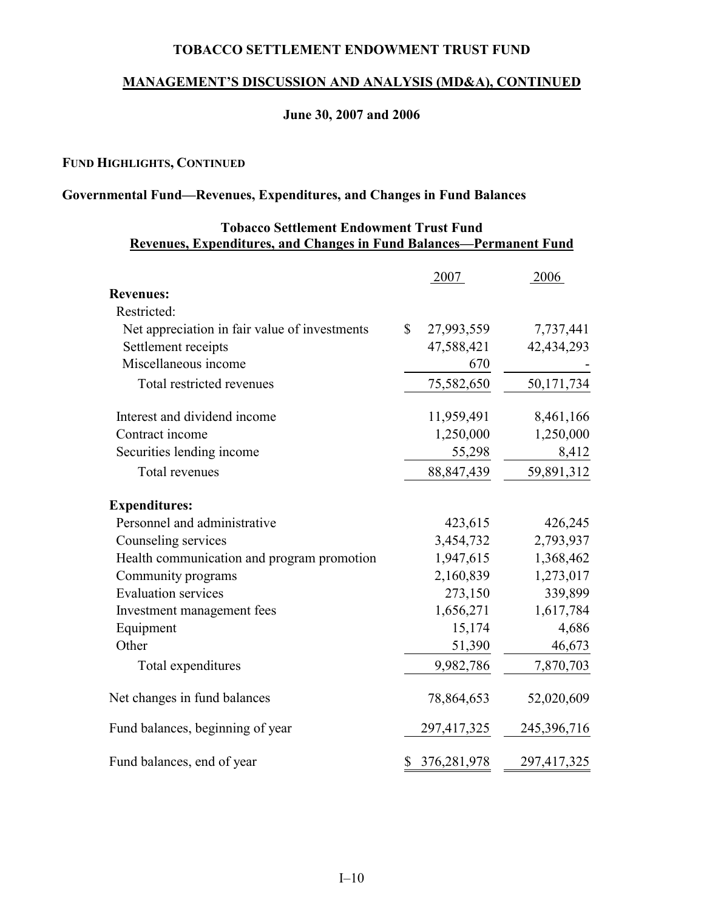# TOBACCO SETTLEMENT ENDOWMENT TRUST FUND

## MANAGEMENT'S DISCUSSION AND ANALYSIS (MD&A), CONTINUED

**June 30, 2007 and 2006**

### FUND HIGHLIGHTS, CONTINUED

### Governmental Fund—Revenues, Expenditures, and Changes in Fund Balances

**Tobacco Settlement Endowment Trust Fund**
**Revenues, Expenditures, and Changes in Fund Balances—Permanent Fund**

| | 2007 | 2006 |
|---|---|---|
| **Revenues:** | | |
| Restricted: | | |
| Net appreciation in fair value of investments | $ 27,993,559 | 7,737,441 |
| Settlement receipts | 47,588,421 | 42,434,293 |
| Miscellaneous income | 670 | - |
| Total restricted revenues | 75,582,650 | 50,171,734 |
| Interest and dividend income | 11,959,491 | 8,461,166 |
| Contract income | 1,250,000 | 1,250,000 |
| Securities lending income | 55,298 | 8,412 |
| Total revenues | 88,847,439 | 59,891,312 |
| **Expenditures:** | | |
| Personnel and administrative | 423,615 | 426,245 |
| Counseling services | 3,454,732 | 2,793,937 |
| Health communication and program promotion | 1,947,615 | 1,368,462 |
| Community programs | 2,160,839 | 1,273,017 |
| Evaluation services | 273,150 | 339,899 |
| Investment management fees | 1,656,271 | 1,617,784 |
| Equipment | 15,174 | 4,686 |
| Other | 51,390 | 46,673 |
| Total expenditures | 9,982,786 | 7,870,703 |
| Net changes in fund balances | 78,864,653 | 52,020,609 |
| Fund balances, beginning of year | 297,417,325 | 245,396,716 |
| Fund balances, end of year | $ 376,281,978 | 297,417,325 |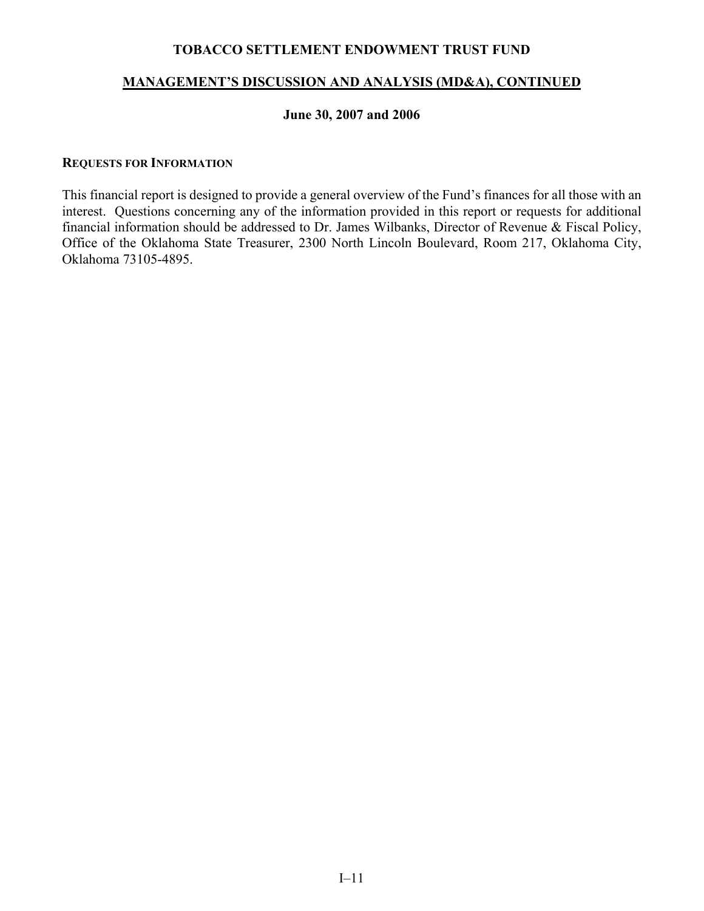## REQUESTS FOR INFORMATION

This financial report is designed to provide a general overview of the Fund's finances for all those with an interest. Questions concerning any of the information provided in this report or requests for additional financial information should be addressed to Dr. James Wilbanks, Director of Revenue & Fiscal Policy, Office of the Oklahoma State Treasurer, 2300 North Lincoln Boulevard, Room 217, Oklahoma City, Oklahoma 73105-4895.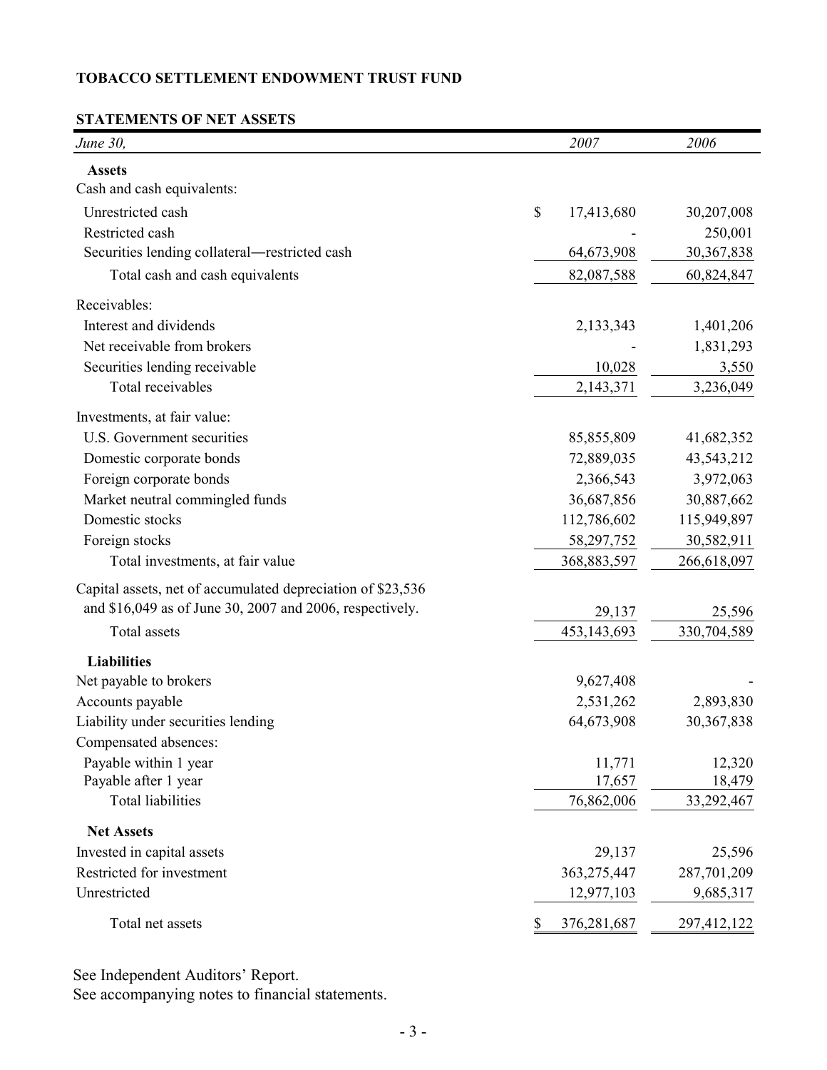**TOBACCO SETTLEMENT ENDOWMENT TRUST FUND**

**STATEMENTS OF NET ASSETS**

| *June 30,* | *2007* | *2006* |
|---|---|---|
| **Assets** | | |
| Cash and cash equivalents: | | |
| Unrestricted cash | $ 17,413,680 | 30,207,008 |
| Restricted cash | - | 250,001 |
| Securities lending collateral—restricted cash | 64,673,908 | 30,367,838 |
| Total cash and cash equivalents | 82,087,588 | 60,824,847 |
| Receivables: | | |
| Interest and dividends | 2,133,343 | 1,401,206 |
| Net receivable from brokers | - | 1,831,293 |
| Securities lending receivable | 10,028 | 3,550 |
| Total receivables | 2,143,371 | 3,236,049 |
| Investments, at fair value: | | |
| U.S. Government securities | 85,855,809 | 41,682,352 |
| Domestic corporate bonds | 72,889,035 | 43,543,212 |
| Foreign corporate bonds | 2,366,543 | 3,972,063 |
| Market neutral commingled funds | 36,687,856 | 30,887,662 |
| Domestic stocks | 112,786,602 | 115,949,897 |
| Foreign stocks | 58,297,752 | 30,582,911 |
| Total investments, at fair value | 368,883,597 | 266,618,097 |
| Capital assets, net of accumulated depreciation of $23,536 and $16,049 as of June 30, 2007 and 2006, respectively. | 29,137 | 25,596 |
| Total assets | 453,143,693 | 330,704,589 |
| **Liabilities** | | |
| Net payable to brokers | 9,627,408 | - |
| Accounts payable | 2,531,262 | 2,893,830 |
| Liability under securities lending | 64,673,908 | 30,367,838 |
| Compensated absences: | | |
| Payable within 1 year | 11,771 | 12,320 |
| Payable after 1 year | 17,657 | 18,479 |
| Total liabilities | 76,862,006 | 33,292,467 |
| **Net Assets** | | |
| Invested in capital assets | 29,137 | 25,596 |
| Restricted for investment | 363,275,447 | 287,701,209 |
| Unrestricted | 12,977,103 | 9,685,317 |
| Total net assets | $ 376,281,687 | 297,412,122 |

See Independent Auditors' Report.
See accompanying notes to financial statements.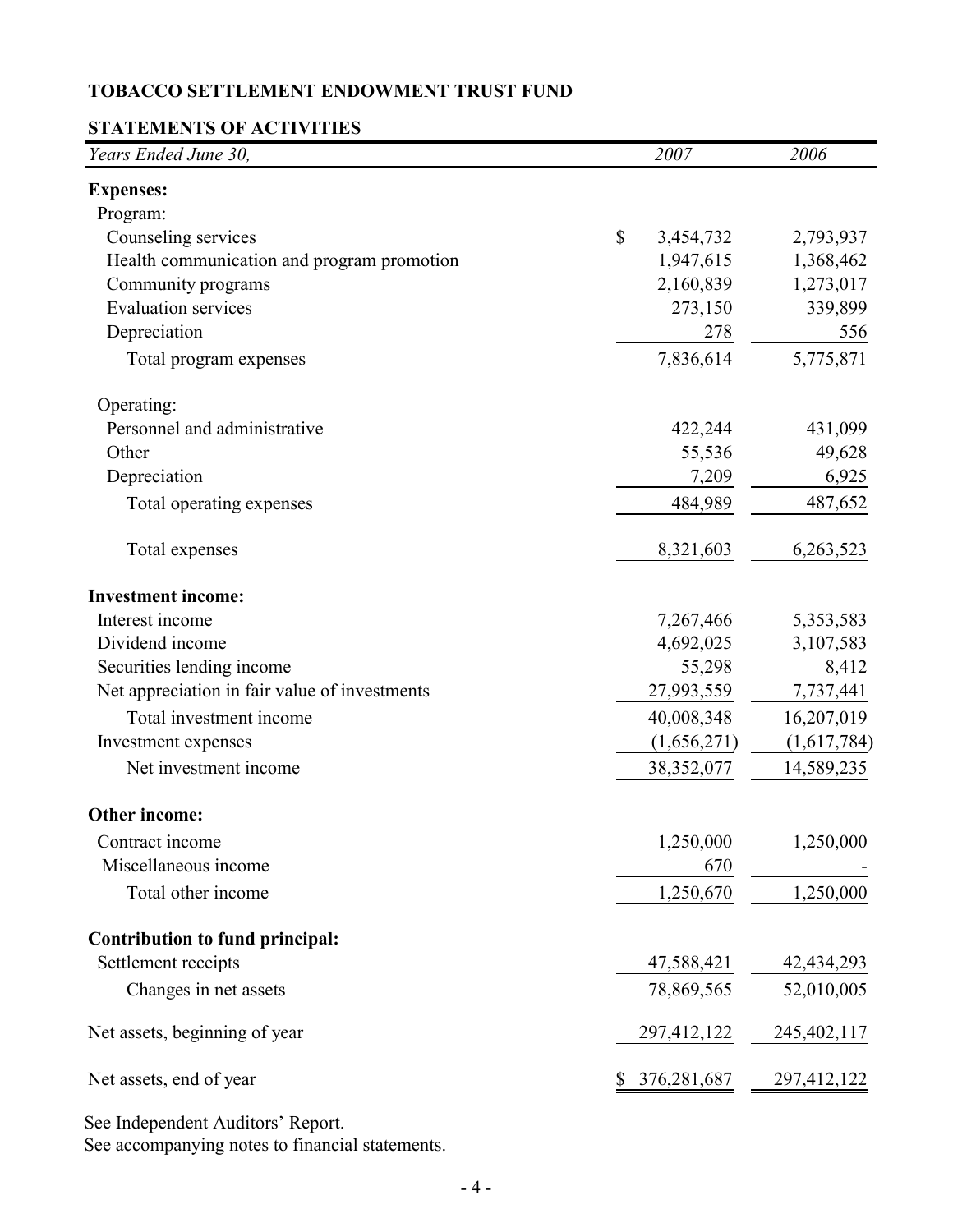# TOBACCO SETTLEMENT ENDOWMENT TRUST FUND

## STATEMENTS OF ACTIVITIES

| *Years Ended June 30,* | *2007* | *2006* |
|---|---|---|
| **Expenses:** | | |
| Program: | | |
| Counseling services | $ 3,454,732 | 2,793,937 |
| Health communication and program promotion | 1,947,615 | 1,368,462 |
| Community programs | 2,160,839 | 1,273,017 |
| Evaluation services | 273,150 | 339,899 |
| Depreciation | 278 | 556 |
| Total program expenses | 7,836,614 | 5,775,871 |
| Operating: | | |
| Personnel and administrative | 422,244 | 431,099 |
| Other | 55,536 | 49,628 |
| Depreciation | 7,209 | 6,925 |
| Total operating expenses | 484,989 | 487,652 |
| Total expenses | 8,321,603 | 6,263,523 |
| **Investment income:** | | |
| Interest income | 7,267,466 | 5,353,583 |
| Dividend income | 4,692,025 | 3,107,583 |
| Securities lending income | 55,298 | 8,412 |
| Net appreciation in fair value of investments | 27,993,559 | 7,737,441 |
| Total investment income | 40,008,348 | 16,207,019 |
| Investment expenses | (1,656,271) | (1,617,784) |
| Net investment income | 38,352,077 | 14,589,235 |
| **Other income:** | | |
| Contract income | 1,250,000 | 1,250,000 |
| Miscellaneous income | 670 | - |
| Total other income | 1,250,670 | 1,250,000 |
| **Contribution to fund principal:** | | |
| Settlement receipts | 47,588,421 | 42,434,293 |
| Changes in net assets | 78,869,565 | 52,010,005 |
| Net assets, beginning of year | 297,412,122 | 245,402,117 |
| Net assets, end of year | $ 376,281,687 | 297,412,122 |

See Independent Auditors' Report.
See accompanying notes to financial statements.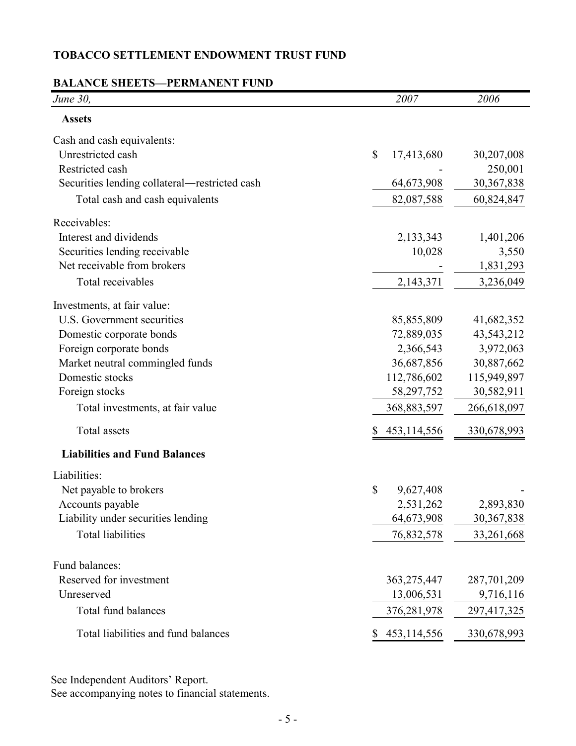# TOBACCO SETTLEMENT ENDOWMENT TRUST FUND

## BALANCE SHEETS—PERMANENT FUND

| *June 30,* | *2007* | *2006* |
|---|---|---|
| **Assets** | | |
| Cash and cash equivalents: | | |
| Unrestricted cash | $ 17,413,680 | 30,207,008 |
| Restricted cash | - | 250,001 |
| Securities lending collateral—restricted cash | 64,673,908 | 30,367,838 |
| Total cash and cash equivalents | 82,087,588 | 60,824,847 |
| Receivables: | | |
| Interest and dividends | 2,133,343 | 1,401,206 |
| Securities lending receivable | 10,028 | 3,550 |
| Net receivable from brokers | - | 1,831,293 |
| Total receivables | 2,143,371 | 3,236,049 |
| Investments, at fair value: | | |
| U.S. Government securities | 85,855,809 | 41,682,352 |
| Domestic corporate bonds | 72,889,035 | 43,543,212 |
| Foreign corporate bonds | 2,366,543 | 3,972,063 |
| Market neutral commingled funds | 36,687,856 | 30,887,662 |
| Domestic stocks | 112,786,602 | 115,949,897 |
| Foreign stocks | 58,297,752 | 30,582,911 |
| Total investments, at fair value | 368,883,597 | 266,618,097 |
| Total assets | $ 453,114,556 | 330,678,993 |
| **Liabilities and Fund Balances** | | |
| Liabilities: | | |
| Net payable to brokers | $ 9,627,408 | - |
| Accounts payable | 2,531,262 | 2,893,830 |
| Liability under securities lending | 64,673,908 | 30,367,838 |
| Total liabilities | 76,832,578 | 33,261,668 |
| Fund balances: | | |
| Reserved for investment | 363,275,447 | 287,701,209 |
| Unreserved | 13,006,531 | 9,716,116 |
| Total fund balances | 376,281,978 | 297,417,325 |
| Total liabilities and fund balances | $ 453,114,556 | 330,678,993 |

See Independent Auditors' Report.
See accompanying notes to financial statements.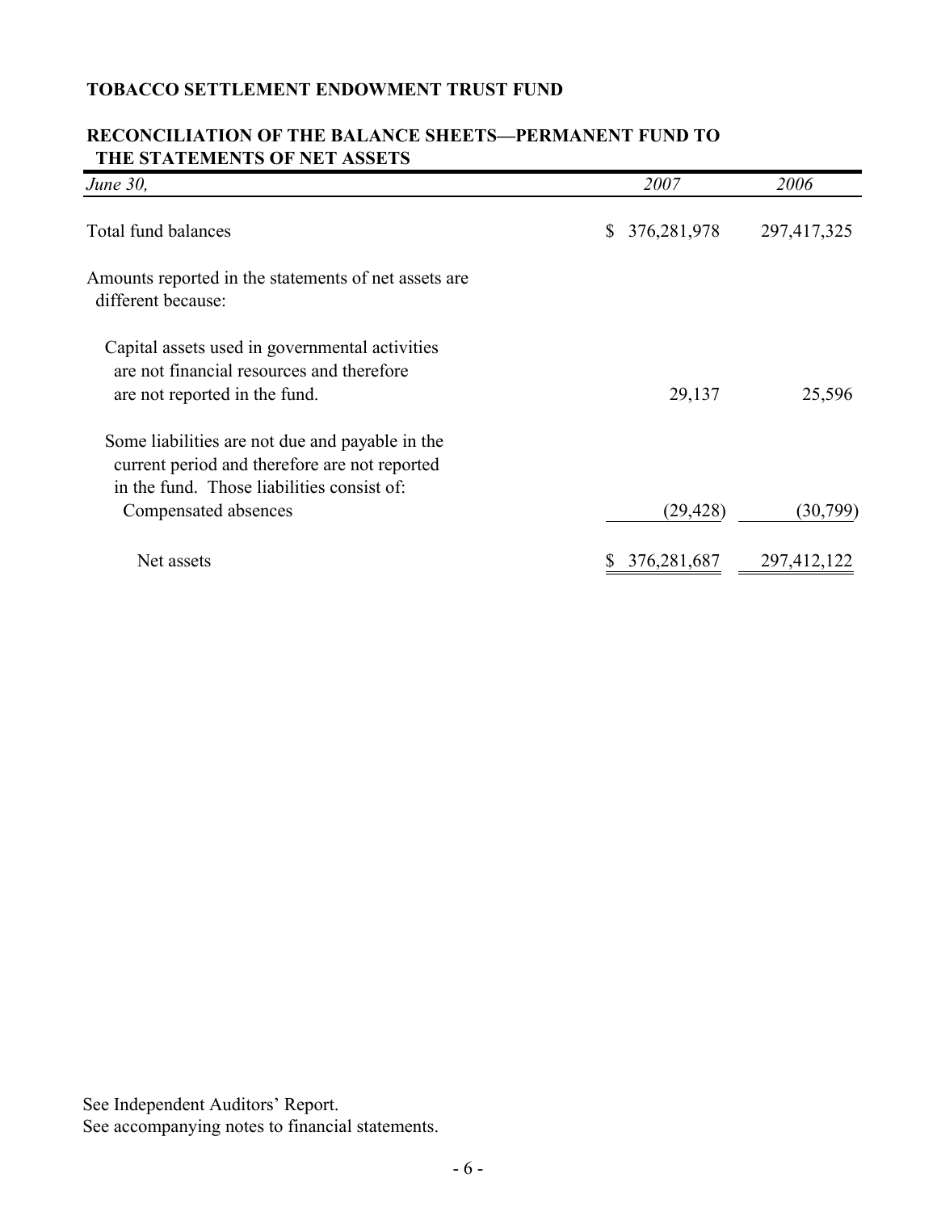**TOBACCO SETTLEMENT ENDOWMENT TRUST FUND**

**RECONCILIATION OF THE BALANCE SHEETS—PERMANENT FUND TO THE STATEMENTS OF NET ASSETS**

| *June 30,* | *2007* | *2006* |
|---|---|---|
| Total fund balances | $ 376,281,978 | 297,417,325 |
| Amounts reported in the statements of net assets are different because: | | |
| Capital assets used in governmental activities are not financial resources and therefore are not reported in the fund. | 29,137 | 25,596 |
| Some liabilities are not due and payable in the current period and therefore are not reported in the fund. Those liabilities consist of: | | |
| Compensated absences | (29,428) | (30,799) |
| Net assets | $ 376,281,687 | 297,412,122 |

See Independent Auditors' Report.
See accompanying notes to financial statements.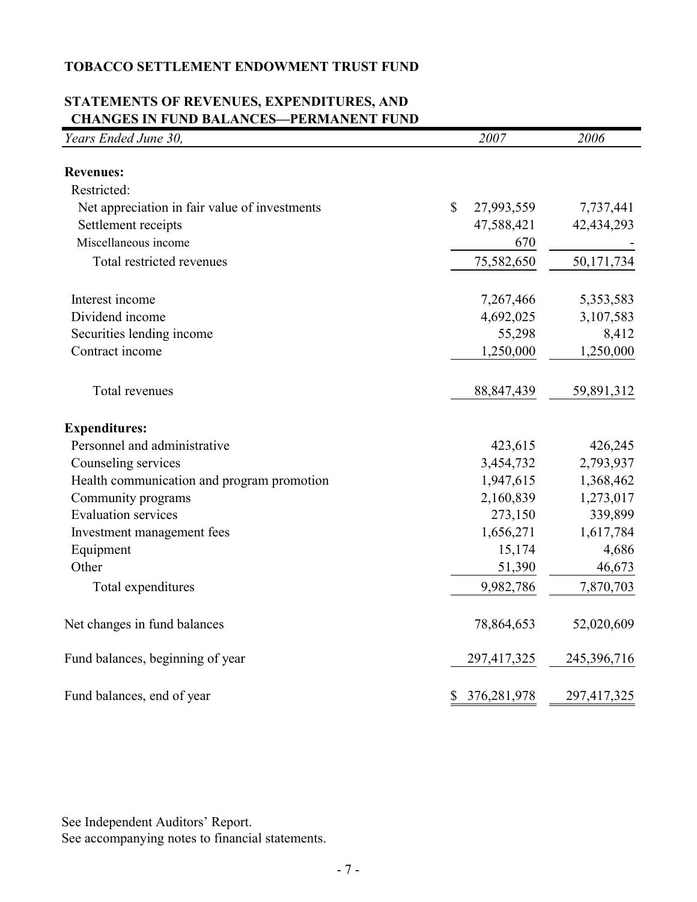**TOBACCO SETTLEMENT ENDOWMENT TRUST FUND**

**STATEMENTS OF REVENUES, EXPENDITURES, AND CHANGES IN FUND BALANCES—PERMANENT FUND**

| *Years Ended June 30,* | *2007* | *2006* |
|---|---|---|
| **Revenues:** | | |
| Restricted: | | |
| Net appreciation in fair value of investments | $ 27,993,559 | 7,737,441 |
| Settlement receipts | 47,588,421 | 42,434,293 |
| Miscellaneous income | 670 | - |
| Total restricted revenues | 75,582,650 | 50,171,734 |
| Interest income | 7,267,466 | 5,353,583 |
| Dividend income | 4,692,025 | 3,107,583 |
| Securities lending income | 55,298 | 8,412 |
| Contract income | 1,250,000 | 1,250,000 |
| Total revenues | 88,847,439 | 59,891,312 |
| **Expenditures:** | | |
| Personnel and administrative | 423,615 | 426,245 |
| Counseling services | 3,454,732 | 2,793,937 |
| Health communication and program promotion | 1,947,615 | 1,368,462 |
| Community programs | 2,160,839 | 1,273,017 |
| Evaluation services | 273,150 | 339,899 |
| Investment management fees | 1,656,271 | 1,617,784 |
| Equipment | 15,174 | 4,686 |
| Other | 51,390 | 46,673 |
| Total expenditures | 9,982,786 | 7,870,703 |
| Net changes in fund balances | 78,864,653 | 52,020,609 |
| Fund balances, beginning of year | 297,417,325 | 245,396,716 |
| Fund balances, end of year | $ 376,281,978 | 297,417,325 |

See Independent Auditors' Report.
See accompanying notes to financial statements.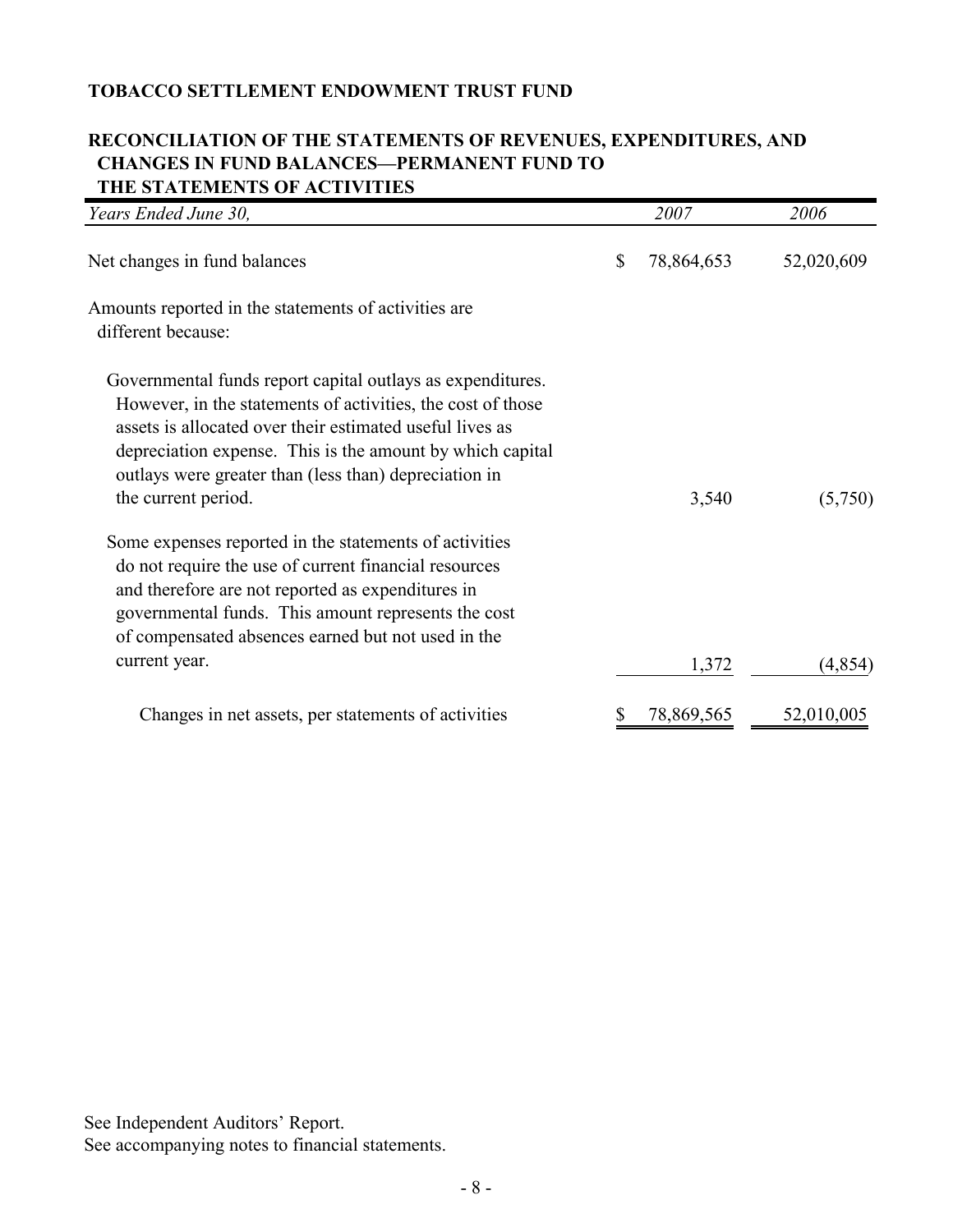**TOBACCO SETTLEMENT ENDOWMENT TRUST FUND**

**RECONCILIATION OF THE STATEMENTS OF REVENUES, EXPENDITURES, AND CHANGES IN FUND BALANCES—PERMANENT FUND TO THE STATEMENTS OF ACTIVITIES**

| *Years Ended June 30,* | *2007* | *2006* |
|---|---|---|
| Net changes in fund balances | $ 78,864,653 | 52,020,609 |
| Amounts reported in the statements of activities are different because: | | |
| Governmental funds report capital outlays as expenditures. However, in the statements of activities, the cost of those assets is allocated over their estimated useful lives as depreciation expense. This is the amount by which capital outlays were greater than (less than) depreciation in the current period. | 3,540 | (5,750) |
| Some expenses reported in the statements of activities do not require the use of current financial resources and therefore are not reported as expenditures in governmental funds. This amount represents the cost of compensated absences earned but not used in the current year. | 1,372 | (4,854) |
| Changes in net assets, per statements of activities | $ 78,869,565 | 52,010,005 |

See Independent Auditors' Report.
See accompanying notes to financial statements.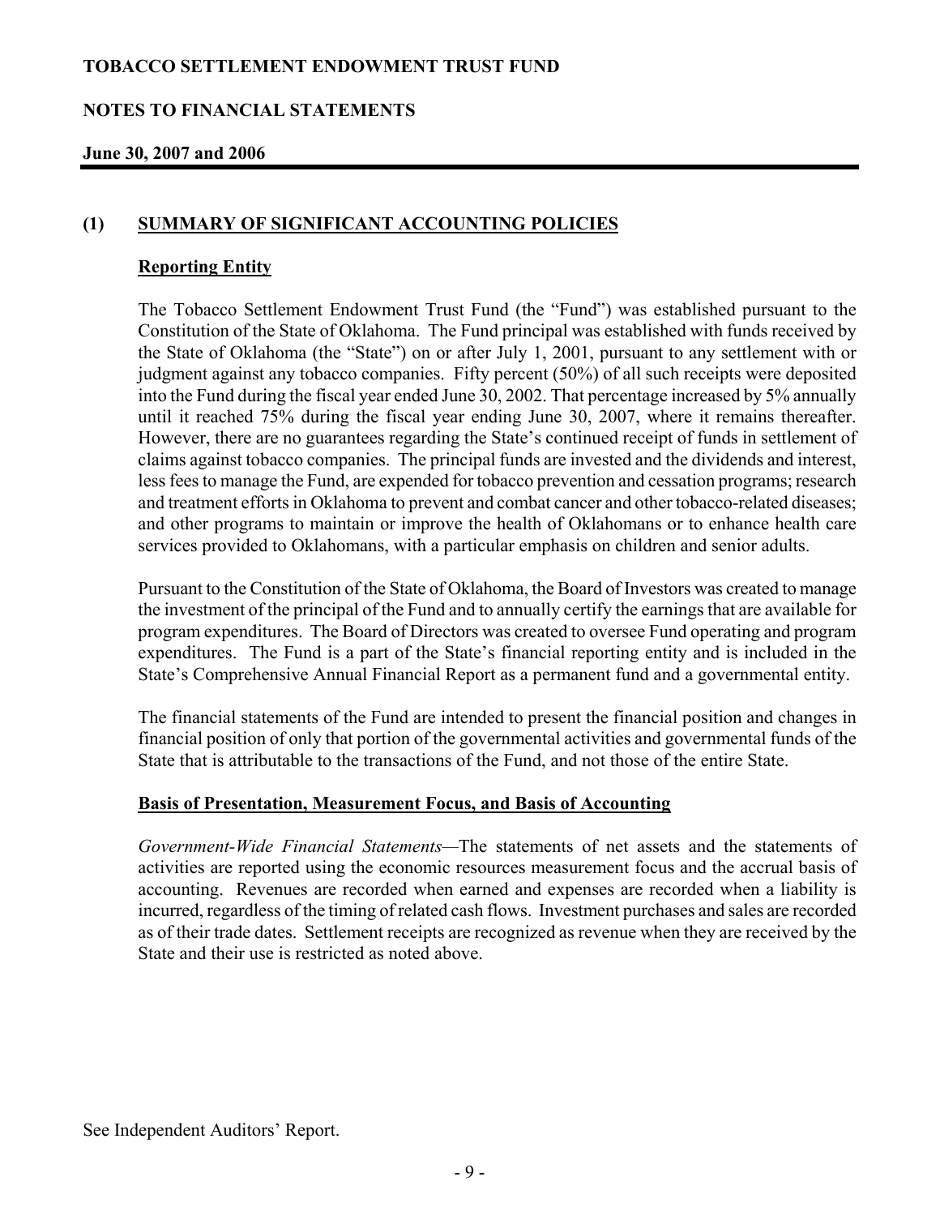## (1) SUMMARY OF SIGNIFICANT ACCOUNTING POLICIES

### Reporting Entity

The Tobacco Settlement Endowment Trust Fund (the "Fund") was established pursuant to the Constitution of the State of Oklahoma. The Fund principal was established with funds received by the State of Oklahoma (the "State") on or after July 1, 2001, pursuant to any settlement with or judgment against any tobacco companies. Fifty percent (50%) of all such receipts were deposited into the Fund during the fiscal year ended June 30, 2002. That percentage increased by 5% annually until it reached 75% during the fiscal year ending June 30, 2007, where it remains thereafter. However, there are no guarantees regarding the State's continued receipt of funds in settlement of claims against tobacco companies. The principal funds are invested and the dividends and interest, less fees to manage the Fund, are expended for tobacco prevention and cessation programs; research and treatment efforts in Oklahoma to prevent and combat cancer and other tobacco-related diseases; and other programs to maintain or improve the health of Oklahomans or to enhance health care services provided to Oklahomans, with a particular emphasis on children and senior adults.

Pursuant to the Constitution of the State of Oklahoma, the Board of Investors was created to manage the investment of the principal of the Fund and to annually certify the earnings that are available for program expenditures. The Board of Directors was created to oversee Fund operating and program expenditures. The Fund is a part of the State's financial reporting entity and is included in the State's Comprehensive Annual Financial Report as a permanent fund and a governmental entity.

The financial statements of the Fund are intended to present the financial position and changes in financial position of only that portion of the governmental activities and governmental funds of the State that is attributable to the transactions of the Fund, and not those of the entire State.

### Basis of Presentation, Measurement Focus, and Basis of Accounting

*Government-Wide Financial Statements*—The statements of net assets and the statements of activities are reported using the economic resources measurement focus and the accrual basis of accounting. Revenues are recorded when earned and expenses are recorded when a liability is incurred, regardless of the timing of related cash flows. Investment purchases and sales are recorded as of their trade dates. Settlement receipts are recognized as revenue when they are received by the State and their use is restricted as noted above.

See Independent Auditors' Report.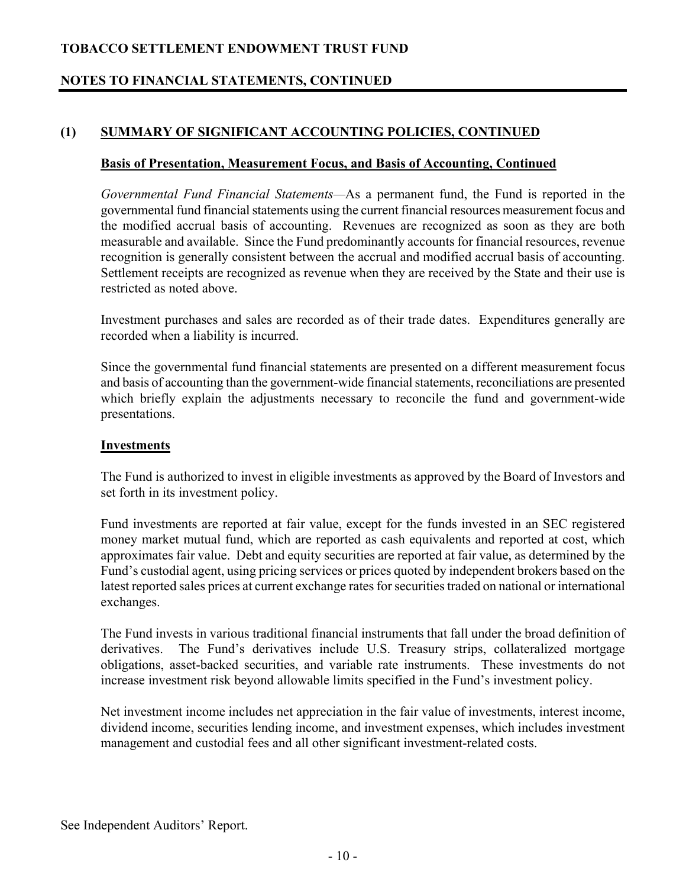## (1) SUMMARY OF SIGNIFICANT ACCOUNTING POLICIES, CONTINUED

### Basis of Presentation, Measurement Focus, and Basis of Accounting, Continued

*Governmental Fund Financial Statements*—As a permanent fund, the Fund is reported in the governmental fund financial statements using the current financial resources measurement focus and the modified accrual basis of accounting. Revenues are recognized as soon as they are both measurable and available. Since the Fund predominantly accounts for financial resources, revenue recognition is generally consistent between the accrual and modified accrual basis of accounting. Settlement receipts are recognized as revenue when they are received by the State and their use is restricted as noted above.

Investment purchases and sales are recorded as of their trade dates. Expenditures generally are recorded when a liability is incurred.

Since the governmental fund financial statements are presented on a different measurement focus and basis of accounting than the government-wide financial statements, reconciliations are presented which briefly explain the adjustments necessary to reconcile the fund and government-wide presentations.

### Investments

The Fund is authorized to invest in eligible investments as approved by the Board of Investors and set forth in its investment policy.

Fund investments are reported at fair value, except for the funds invested in an SEC registered money market mutual fund, which are reported as cash equivalents and reported at cost, which approximates fair value. Debt and equity securities are reported at fair value, as determined by the Fund's custodial agent, using pricing services or prices quoted by independent brokers based on the latest reported sales prices at current exchange rates for securities traded on national or international exchanges.

The Fund invests in various traditional financial instruments that fall under the broad definition of derivatives. The Fund's derivatives include U.S. Treasury strips, collateralized mortgage obligations, asset-backed securities, and variable rate instruments. These investments do not increase investment risk beyond allowable limits specified in the Fund's investment policy.

Net investment income includes net appreciation in the fair value of investments, interest income, dividend income, securities lending income, and investment expenses, which includes investment management and custodial fees and all other significant investment-related costs.

See Independent Auditors' Report.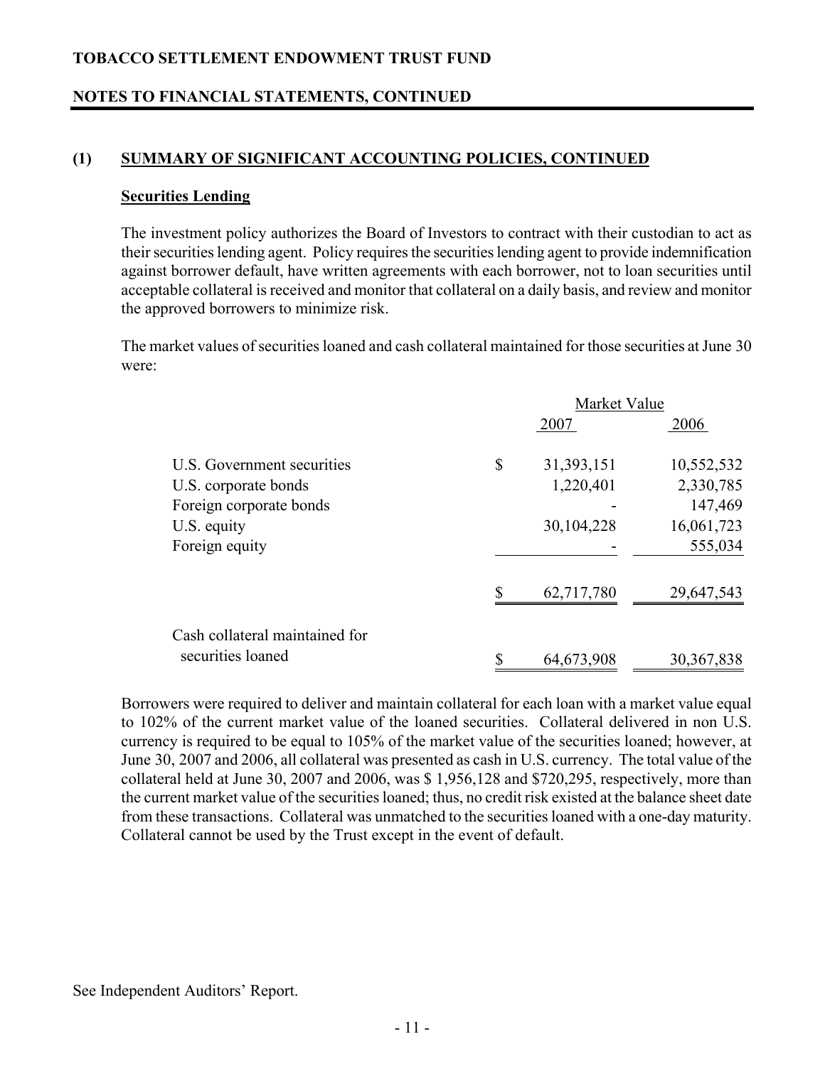## (1) SUMMARY OF SIGNIFICANT ACCOUNTING POLICIES, CONTINUED

### Securities Lending

The investment policy authorizes the Board of Investors to contract with their custodian to act as their securities lending agent. Policy requires the securities lending agent to provide indemnification against borrower default, have written agreements with each borrower, not to loan securities until acceptable collateral is received and monitor that collateral on a daily basis, and review and monitor the approved borrowers to minimize risk.

The market values of securities loaned and cash collateral maintained for those securities at June 30 were:

| | Market Value | |
|---|---|---|
| | 2007 | 2006 |
| U.S. Government securities | $ 31,393,151 | 10,552,532 |
| U.S. corporate bonds | 1,220,401 | 2,330,785 |
| Foreign corporate bonds | - | 147,469 |
| U.S. equity | 30,104,228 | 16,061,723 |
| Foreign equity | - | 555,034 |
| | $ 62,717,780 | 29,647,543 |
| Cash collateral maintained for securities loaned | $ 64,673,908 | 30,367,838 |

Borrowers were required to deliver and maintain collateral for each loan with a market value equal to 102% of the current market value of the loaned securities. Collateral delivered in non U.S. currency is required to be equal to 105% of the market value of the securities loaned; however, at June 30, 2007 and 2006, all collateral was presented as cash in U.S. currency. The total value of the collateral held at June 30, 2007 and 2006, was $ 1,956,128 and $720,295, respectively, more than the current market value of the securities loaned; thus, no credit risk existed at the balance sheet date from these transactions. Collateral was unmatched to the securities loaned with a one-day maturity. Collateral cannot be used by the Trust except in the event of default.

See Independent Auditors' Report.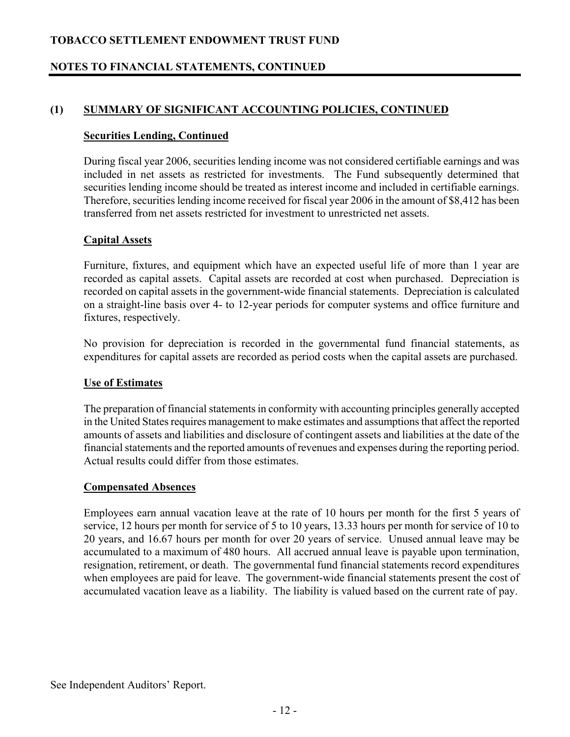## (1) SUMMARY OF SIGNIFICANT ACCOUNTING POLICIES, CONTINUED

### Securities Lending, Continued

During fiscal year 2006, securities lending income was not considered certifiable earnings and was included in net assets as restricted for investments. The Fund subsequently determined that securities lending income should be treated as interest income and included in certifiable earnings. Therefore, securities lending income received for fiscal year 2006 in the amount of $8,412 has been transferred from net assets restricted for investment to unrestricted net assets.

### Capital Assets

Furniture, fixtures, and equipment which have an expected useful life of more than 1 year are recorded as capital assets. Capital assets are recorded at cost when purchased. Depreciation is recorded on capital assets in the government-wide financial statements. Depreciation is calculated on a straight-line basis over 4- to 12-year periods for computer systems and office furniture and fixtures, respectively.

No provision for depreciation is recorded in the governmental fund financial statements, as expenditures for capital assets are recorded as period costs when the capital assets are purchased.

### Use of Estimates

The preparation of financial statements in conformity with accounting principles generally accepted in the United States requires management to make estimates and assumptions that affect the reported amounts of assets and liabilities and disclosure of contingent assets and liabilities at the date of the financial statements and the reported amounts of revenues and expenses during the reporting period. Actual results could differ from those estimates.

### Compensated Absences

Employees earn annual vacation leave at the rate of 10 hours per month for the first 5 years of service, 12 hours per month for service of 5 to 10 years, 13.33 hours per month for service of 10 to 20 years, and 16.67 hours per month for over 20 years of service. Unused annual leave may be accumulated to a maximum of 480 hours. All accrued annual leave is payable upon termination, resignation, retirement, or death. The governmental fund financial statements record expenditures when employees are paid for leave. The government-wide financial statements present the cost of accumulated vacation leave as a liability. The liability is valued based on the current rate of pay.

See Independent Auditors' Report.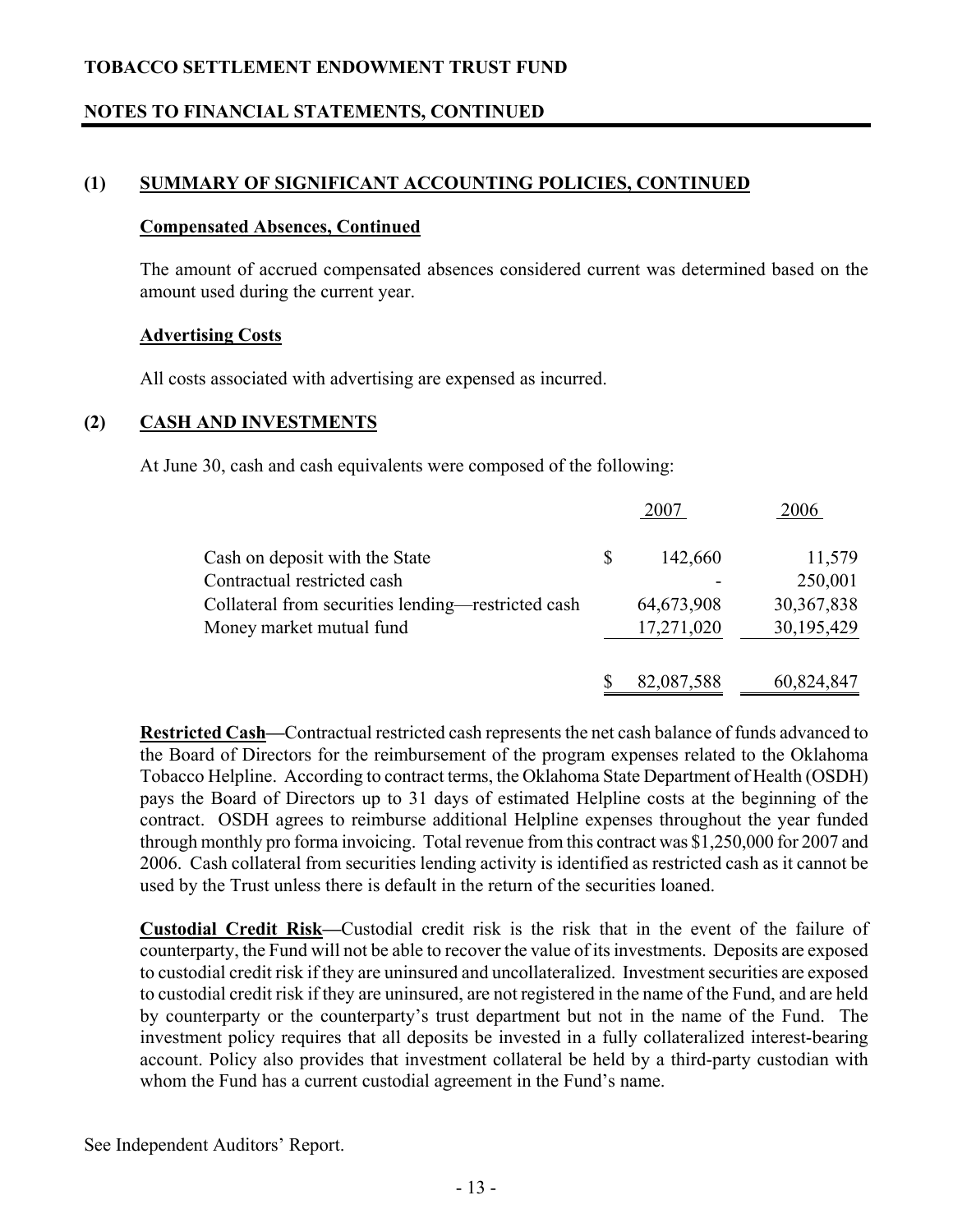## (1) SUMMARY OF SIGNIFICANT ACCOUNTING POLICIES, CONTINUED

### Compensated Absences, Continued

The amount of accrued compensated absences considered current was determined based on the amount used during the current year.

### Advertising Costs

All costs associated with advertising are expensed as incurred.

## (2) CASH AND INVESTMENTS

At June 30, cash and cash equivalents were composed of the following:

| | 2007 | 2006 |
|---|---|---|
| Cash on deposit with the State | $ 142,660 | 11,579 |
| Contractual restricted cash | - | 250,001 |
| Collateral from securities lending—restricted cash | 64,673,908 | 30,367,838 |
| Money market mutual fund | 17,271,020 | 30,195,429 |
| | $ 82,087,588 | 60,824,847 |

**Restricted Cash—**Contractual restricted cash represents the net cash balance of funds advanced to the Board of Directors for the reimbursement of the program expenses related to the Oklahoma Tobacco Helpline. According to contract terms, the Oklahoma State Department of Health (OSDH) pays the Board of Directors up to 31 days of estimated Helpline costs at the beginning of the contract. OSDH agrees to reimburse additional Helpline expenses throughout the year funded through monthly pro forma invoicing. Total revenue from this contract was $1,250,000 for 2007 and 2006. Cash collateral from securities lending activity is identified as restricted cash as it cannot be used by the Trust unless there is default in the return of the securities loaned.

**Custodial Credit Risk—**Custodial credit risk is the risk that in the event of the failure of counterparty, the Fund will not be able to recover the value of its investments. Deposits are exposed to custodial credit risk if they are uninsured and uncollateralized. Investment securities are exposed to custodial credit risk if they are uninsured, are not registered in the name of the Fund, and are held by counterparty or the counterparty's trust department but not in the name of the Fund. The investment policy requires that all deposits be invested in a fully collateralized interest-bearing account. Policy also provides that investment collateral be held by a third-party custodian with whom the Fund has a current custodial agreement in the Fund's name.

See Independent Auditors' Report.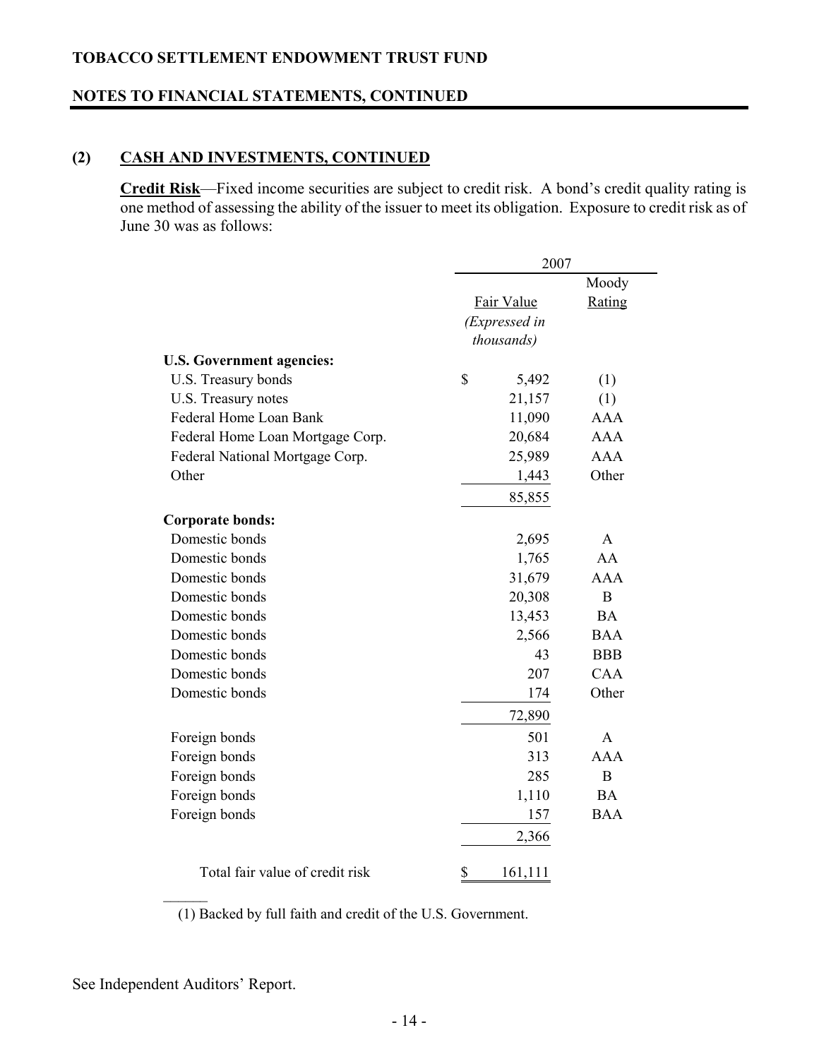# TOBACCO SETTLEMENT ENDOWMENT TRUST FUND

## NOTES TO FINANCIAL STATEMENTS, CONTINUED

### (2) CASH AND INVESTMENTS, CONTINUED

**Credit Risk**—Fixed income securities are subject to credit risk. A bond's credit quality rating is one method of assessing the ability of the issuer to meet its obligation. Exposure to credit risk as of June 30 was as follows:

| | 2007 | |
|---|---|---|
| | Fair Value *(Expressed in thousands)* | Moody Rating |
| **U.S. Government agencies:** | | |
| U.S. Treasury bonds | $ 5,492 | (1) |
| U.S. Treasury notes | 21,157 | (1) |
| Federal Home Loan Bank | 11,090 | AAA |
| Federal Home Loan Mortgage Corp. | 20,684 | AAA |
| Federal National Mortgage Corp. | 25,989 | AAA |
| Other | 1,443 | Other |
| | 85,855 | |
| **Corporate bonds:** | | |
| Domestic bonds | 2,695 | A |
| Domestic bonds | 1,765 | AA |
| Domestic bonds | 31,679 | AAA |
| Domestic bonds | 20,308 | B |
| Domestic bonds | 13,453 | BA |
| Domestic bonds | 2,566 | BAA |
| Domestic bonds | 43 | BBB |
| Domestic bonds | 207 | CAA |
| Domestic bonds | 174 | Other |
| | 72,890 | |
| Foreign bonds | 501 | A |
| Foreign bonds | 313 | AAA |
| Foreign bonds | 285 | B |
| Foreign bonds | 1,110 | BA |
| Foreign bonds | 157 | BAA |
| | 2,366 | |
| Total fair value of credit risk | $ 161,111 | |

(1) Backed by full faith and credit of the U.S. Government.

See Independent Auditors' Report.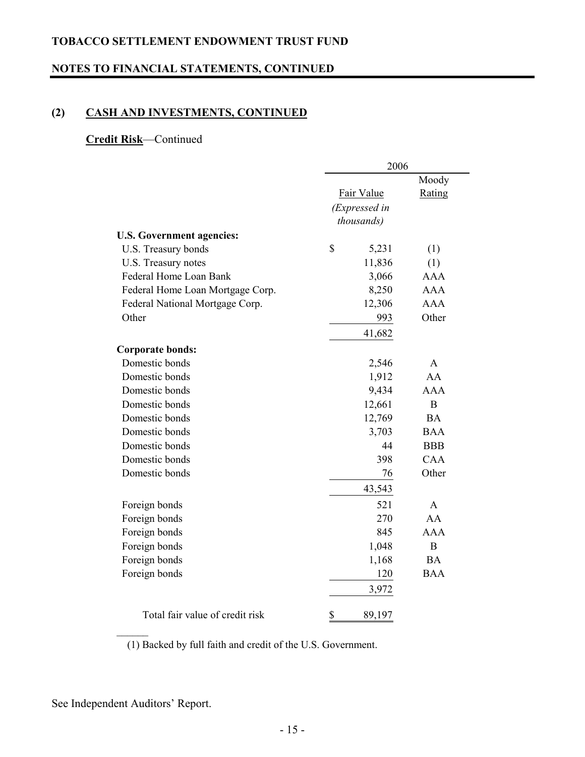**TOBACCO SETTLEMENT ENDOWMENT TRUST FUND**

**NOTES TO FINANCIAL STATEMENTS, CONTINUED**

## (2) CASH AND INVESTMENTS, CONTINUED

**Credit Risk**—Continued

| | 2006 | |
|---|---|---|
| | Fair Value *(Expressed in thousands)* | Moody Rating |
| **U.S. Government agencies:** | | |
| U.S. Treasury bonds | $ 5,231 | (1) |
| U.S. Treasury notes | 11,836 | (1) |
| Federal Home Loan Bank | 3,066 | AAA |
| Federal Home Loan Mortgage Corp. | 8,250 | AAA |
| Federal National Mortgage Corp. | 12,306 | AAA |
| Other | 993 | Other |
| | 41,682 | |
| **Corporate bonds:** | | |
| Domestic bonds | 2,546 | A |
| Domestic bonds | 1,912 | AA |
| Domestic bonds | 9,434 | AAA |
| Domestic bonds | 12,661 | B |
| Domestic bonds | 12,769 | BA |
| Domestic bonds | 3,703 | BAA |
| Domestic bonds | 44 | BBB |
| Domestic bonds | 398 | CAA |
| Domestic bonds | 76 | Other |
| | 43,543 | |
| Foreign bonds | 521 | A |
| Foreign bonds | 270 | AA |
| Foreign bonds | 845 | AAA |
| Foreign bonds | 1,048 | B |
| Foreign bonds | 1,168 | BA |
| Foreign bonds | 120 | BAA |
| | 3,972 | |
| Total fair value of credit risk | $ 89,197 | |

(1) Backed by full faith and credit of the U.S. Government.

See Independent Auditors' Report.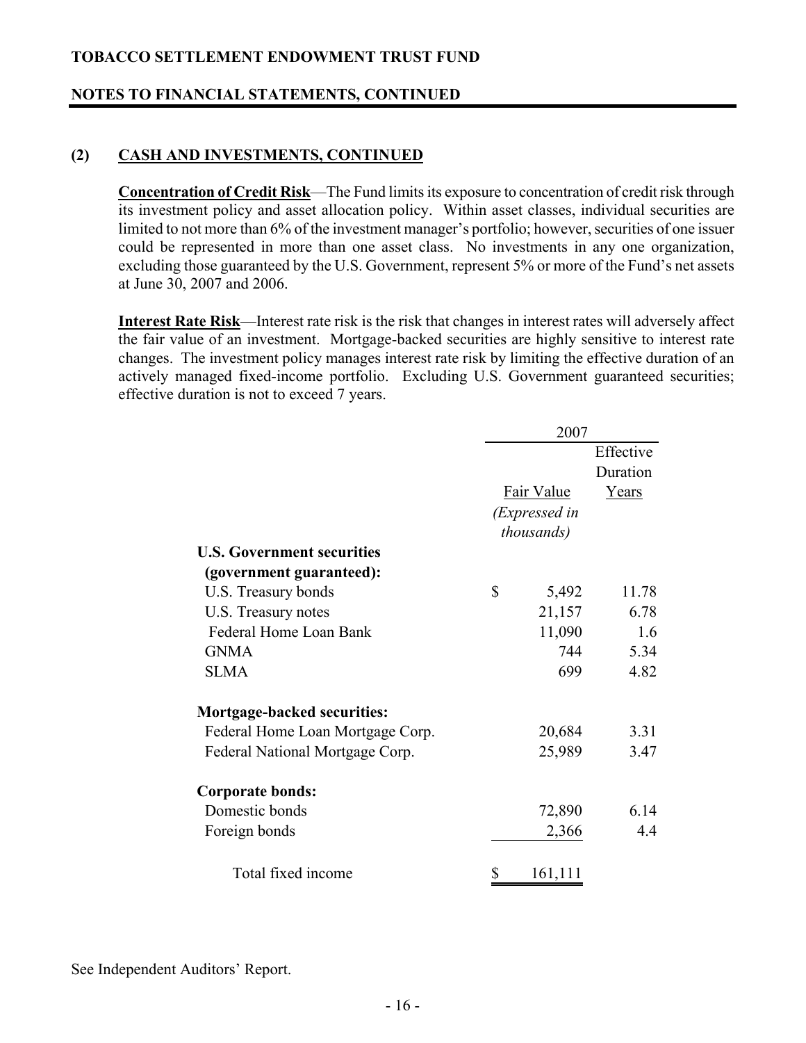## (2) CASH AND INVESTMENTS, CONTINUED

**Concentration of Credit Risk**—The Fund limits its exposure to concentration of credit risk through its investment policy and asset allocation policy. Within asset classes, individual securities are limited to not more than 6% of the investment manager's portfolio; however, securities of one issuer could be represented in more than one asset class. No investments in any one organization, excluding those guaranteed by the U.S. Government, represent 5% or more of the Fund's net assets at June 30, 2007 and 2006.

**Interest Rate Risk**—Interest rate risk is the risk that changes in interest rates will adversely affect the fair value of an investment. Mortgage-backed securities are highly sensitive to interest rate changes. The investment policy manages interest rate risk by limiting the effective duration of an actively managed fixed-income portfolio. Excluding U.S. Government guaranteed securities; effective duration is not to exceed 7 years.

| | 2007 | |
|---|---|---|
| | Fair Value *(Expressed in thousands)* | Effective Duration Years |
| **U.S. Government securities (government guaranteed):** | | |
| U.S. Treasury bonds | $ 5,492 | 11.78 |
| U.S. Treasury notes | 21,157 | 6.78 |
| Federal Home Loan Bank | 11,090 | 1.6 |
| GNMA | 744 | 5.34 |
| SLMA | 699 | 4.82 |
| **Mortgage-backed securities:** | | |
| Federal Home Loan Mortgage Corp. | 20,684 | 3.31 |
| Federal National Mortgage Corp. | 25,989 | 3.47 |
| **Corporate bonds:** | | |
| Domestic bonds | 72,890 | 6.14 |
| Foreign bonds | 2,366 | 4.4 |
| Total fixed income | $ 161,111 | |

See Independent Auditors' Report.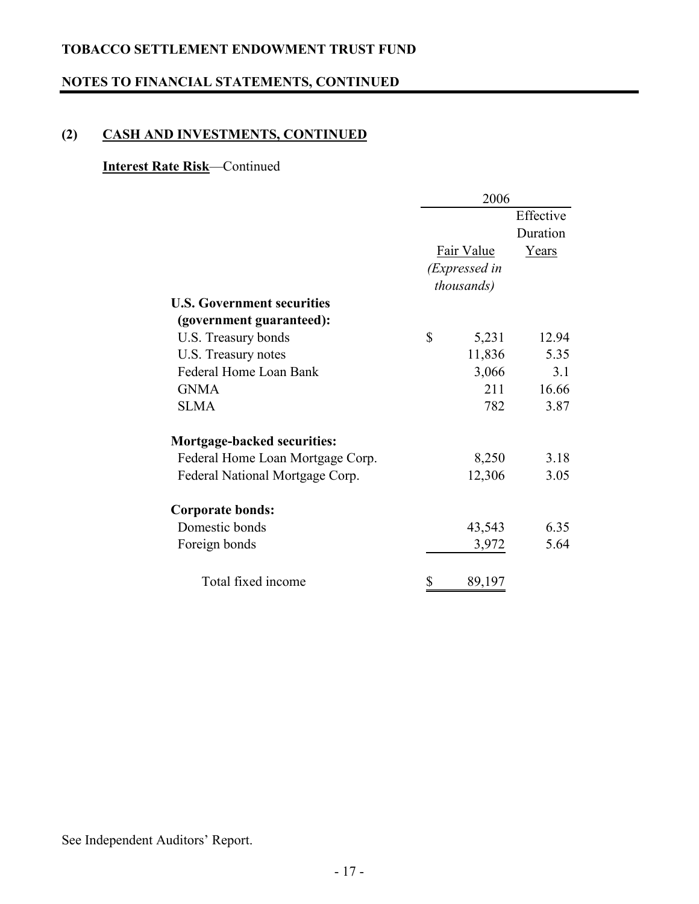## (2) CASH AND INVESTMENTS, CONTINUED

**Interest Rate Risk**—Continued

| | 2006 | |
|---|---|---|
| | Fair Value *(Expressed in thousands)* | Effective Duration Years |
| **U.S. Government securities (government guaranteed):** | | |
| U.S. Treasury bonds | $ 5,231 | 12.94 |
| U.S. Treasury notes | 11,836 | 5.35 |
| Federal Home Loan Bank | 3,066 | 3.1 |
| GNMA | 211 | 16.66 |
| SLMA | 782 | 3.87 |
| **Mortgage-backed securities:** | | |
| Federal Home Loan Mortgage Corp. | 8,250 | 3.18 |
| Federal National Mortgage Corp. | 12,306 | 3.05 |
| **Corporate bonds:** | | |
| Domestic bonds | 43,543 | 6.35 |
| Foreign bonds | 3,972 | 5.64 |
| Total fixed income | $ 89,197 | |

See Independent Auditors' Report.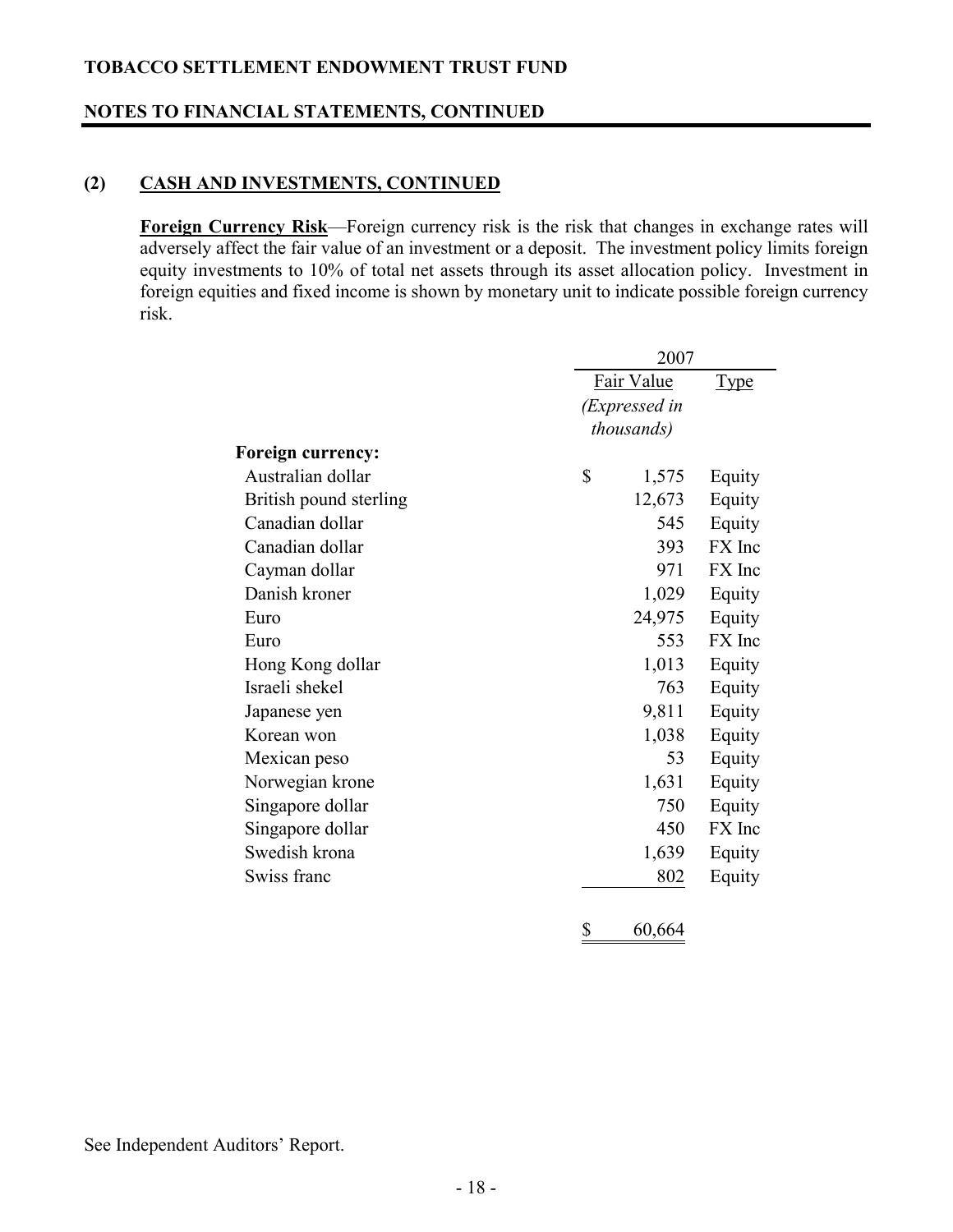TOBACCO SETTLEMENT ENDOWMENT TRUST FUND

NOTES TO FINANCIAL STATEMENTS, CONTINUED

## (2) CASH AND INVESTMENTS, CONTINUED

**Foreign Currency Risk**—Foreign currency risk is the risk that changes in exchange rates will adversely affect the fair value of an investment or a deposit. The investment policy limits foreign equity investments to 10% of total net assets through its asset allocation policy. Investment in foreign equities and fixed income is shown by monetary unit to indicate possible foreign currency risk.

| | 2007 | |
|---|---|---|
| | Fair Value *(Expressed in thousands)* | Type |
| **Foreign currency:** | | |
| Australian dollar | $ 1,575 | Equity |
| British pound sterling | 12,673 | Equity |
| Canadian dollar | 545 | Equity |
| Canadian dollar | 393 | FX Inc |
| Cayman dollar | 971 | FX Inc |
| Danish kroner | 1,029 | Equity |
| Euro | 24,975 | Equity |
| Euro | 553 | FX Inc |
| Hong Kong dollar | 1,013 | Equity |
| Israeli shekel | 763 | Equity |
| Japanese yen | 9,811 | Equity |
| Korean won | 1,038 | Equity |
| Mexican peso | 53 | Equity |
| Norwegian krone | 1,631 | Equity |
| Singapore dollar | 750 | Equity |
| Singapore dollar | 450 | FX Inc |
| Swedish krona | 1,639 | Equity |
| Swiss franc | 802 | Equity |
| | $ 60,664 | |

See Independent Auditors' Report.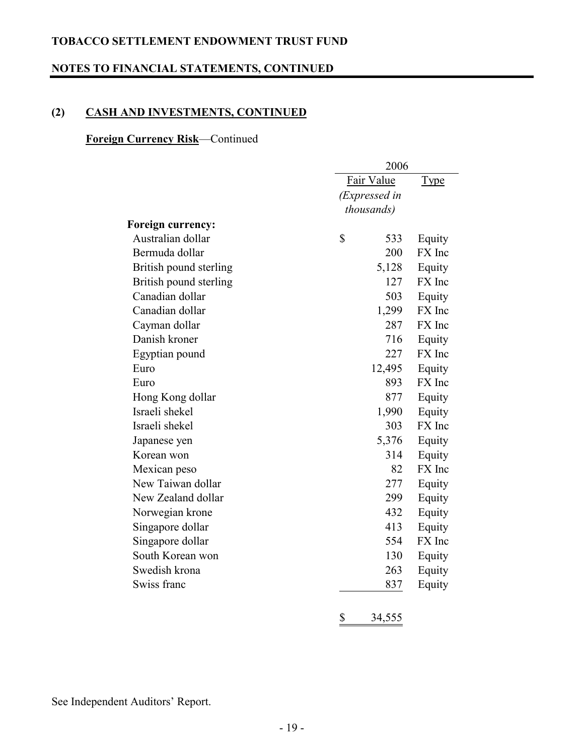## (2) CASH AND INVESTMENTS, CONTINUED

**Foreign Currency Risk**—Continued

| | 2006 | |
|---|---|---|
| | Fair Value *(Expressed in thousands)* | Type |
| **Foreign currency:** | | |
| Australian dollar | $ 533 | Equity |
| Bermuda dollar | 200 | FX Inc |
| British pound sterling | 5,128 | Equity |
| British pound sterling | 127 | FX Inc |
| Canadian dollar | 503 | Equity |
| Canadian dollar | 1,299 | FX Inc |
| Cayman dollar | 287 | FX Inc |
| Danish kroner | 716 | Equity |
| Egyptian pound | 227 | FX Inc |
| Euro | 12,495 | Equity |
| Euro | 893 | FX Inc |
| Hong Kong dollar | 877 | Equity |
| Israeli shekel | 1,990 | Equity |
| Israeli shekel | 303 | FX Inc |
| Japanese yen | 5,376 | Equity |
| Korean won | 314 | Equity |
| Mexican peso | 82 | FX Inc |
| New Taiwan dollar | 277 | Equity |
| New Zealand dollar | 299 | Equity |
| Norwegian krone | 432 | Equity |
| Singapore dollar | 413 | Equity |
| Singapore dollar | 554 | FX Inc |
| South Korean won | 130 | Equity |
| Swedish krona | 263 | Equity |
| Swiss franc | 837 | Equity |
| | $ 34,555 | |

See Independent Auditors' Report.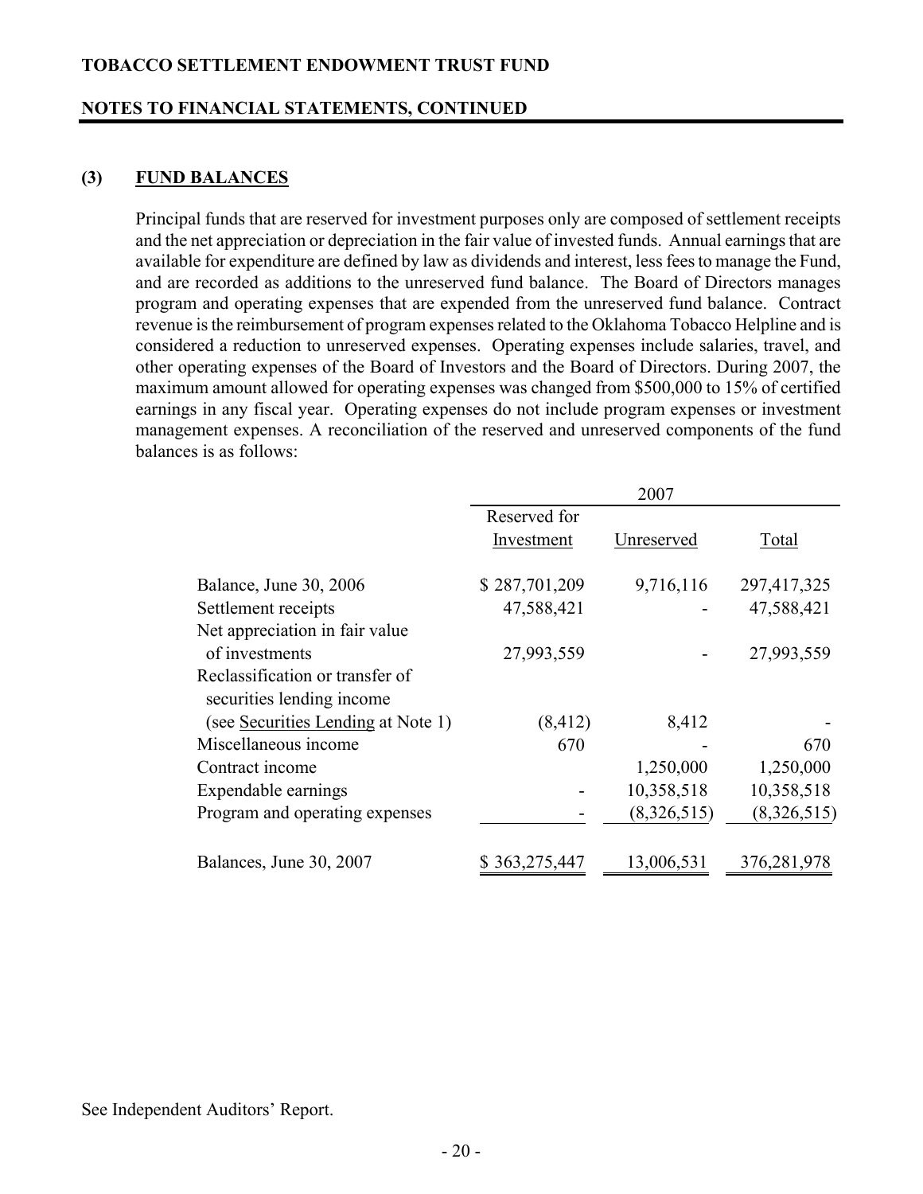**TOBACCO SETTLEMENT ENDOWMENT TRUST FUND**

**NOTES TO FINANCIAL STATEMENTS, CONTINUED**

## (3) FUND BALANCES

Principal funds that are reserved for investment purposes only are composed of settlement receipts and the net appreciation or depreciation in the fair value of invested funds. Annual earnings that are available for expenditure are defined by law as dividends and interest, less fees to manage the Fund, and are recorded as additions to the unreserved fund balance. The Board of Directors manages program and operating expenses that are expended from the unreserved fund balance. Contract revenue is the reimbursement of program expenses related to the Oklahoma Tobacco Helpline and is considered a reduction to unreserved expenses. Operating expenses include salaries, travel, and other operating expenses of the Board of Investors and the Board of Directors. During 2007, the maximum amount allowed for operating expenses was changed from $500,000 to 15% of certified earnings in any fiscal year. Operating expenses do not include program expenses or investment management expenses. A reconciliation of the reserved and unreserved components of the fund balances is as follows:

| | 2007 | | |
|---|---|---|---|
| | Reserved for Investment | Unreserved | Total |
| Balance, June 30, 2006 | $ 287,701,209 | 9,716,116 | 297,417,325 |
| Settlement receipts | 47,588,421 | - | 47,588,421 |
| Net appreciation in fair value of investments | 27,993,559 | - | 27,993,559 |
| Reclassification or transfer of securities lending income (see Securities Lending at Note 1) | (8,412) | 8,412 | - |
| Miscellaneous income | 670 | - | 670 |
| Contract income | | 1,250,000 | 1,250,000 |
| Expendable earnings | - | 10,358,518 | 10,358,518 |
| Program and operating expenses | - | (8,326,515) | (8,326,515) |
| Balances, June 30, 2007 | $ 363,275,447 | 13,006,531 | 376,281,978 |

See Independent Auditors' Report.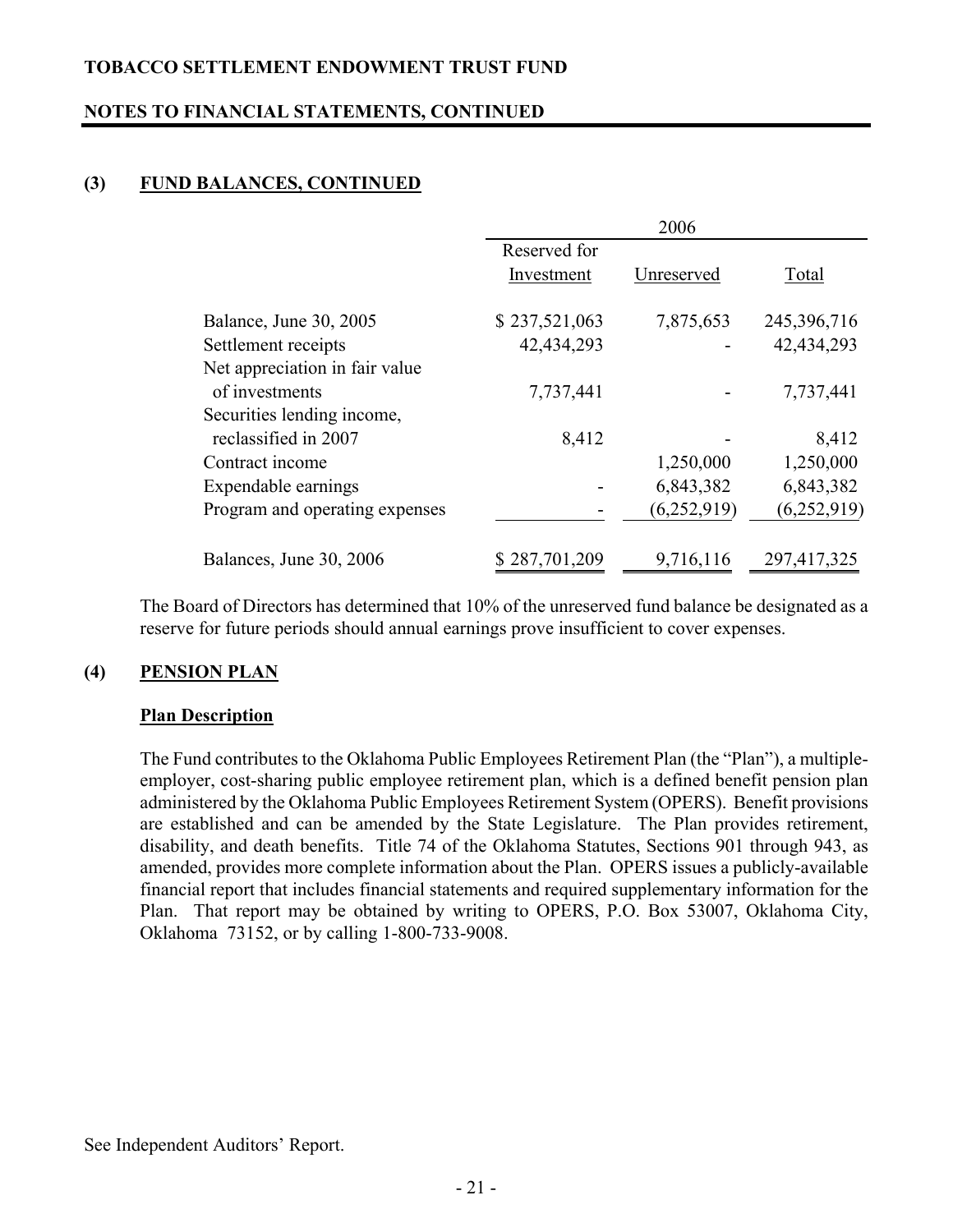## (3) FUND BALANCES, CONTINUED

| | 2006 | | |
|---|---|---|---|
| | Reserved for Investment | Unreserved | Total |
| Balance, June 30, 2005 | $ 237,521,063 | 7,875,653 | 245,396,716 |
| Settlement receipts | 42,434,293 | - | 42,434,293 |
| Net appreciation in fair value of investments | 7,737,441 | - | 7,737,441 |
| Securities lending income, reclassified in 2007 | 8,412 | - | 8,412 |
| Contract income | | 1,250,000 | 1,250,000 |
| Expendable earnings | - | 6,843,382 | 6,843,382 |
| Program and operating expenses | - | (6,252,919) | (6,252,919) |
| Balances, June 30, 2006 | $ 287,701,209 | 9,716,116 | 297,417,325 |

The Board of Directors has determined that 10% of the unreserved fund balance be designated as a reserve for future periods should annual earnings prove insufficient to cover expenses.

## (4) PENSION PLAN

### Plan Description

The Fund contributes to the Oklahoma Public Employees Retirement Plan (the "Plan"), a multiple-employer, cost-sharing public employee retirement plan, which is a defined benefit pension plan administered by the Oklahoma Public Employees Retirement System (OPERS). Benefit provisions are established and can be amended by the State Legislature. The Plan provides retirement, disability, and death benefits. Title 74 of the Oklahoma Statutes, Sections 901 through 943, as amended, provides more complete information about the Plan. OPERS issues a publicly-available financial report that includes financial statements and required supplementary information for the Plan. That report may be obtained by writing to OPERS, P.O. Box 53007, Oklahoma City, Oklahoma 73152, or by calling 1-800-733-9008.

See Independent Auditors' Report.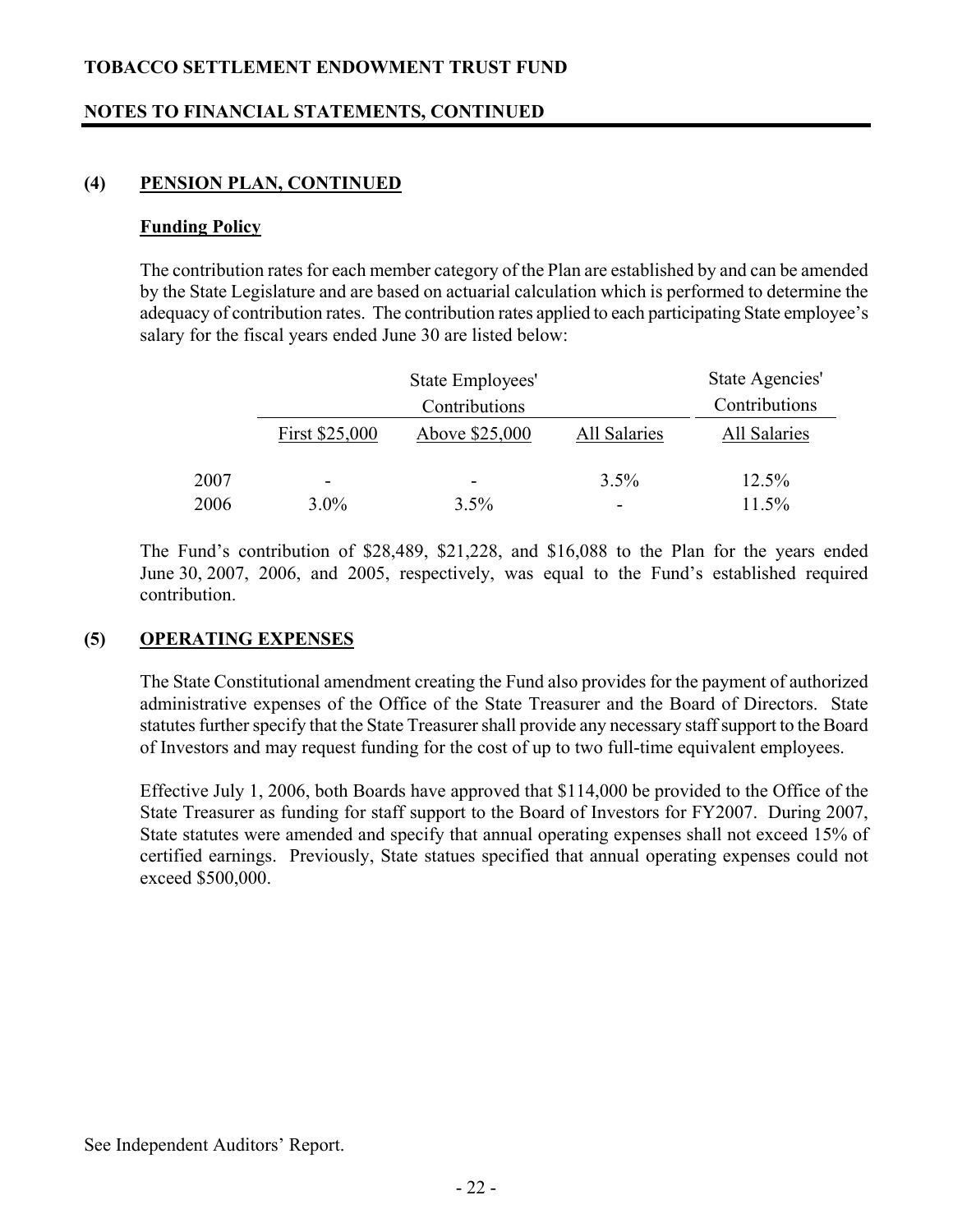## (4) PENSION PLAN, CONTINUED

### Funding Policy

The contribution rates for each member category of the Plan are established by and can be amended by the State Legislature and are based on actuarial calculation which is performed to determine the adequacy of contribution rates. The contribution rates applied to each participating State employee's salary for the fiscal years ended June 30 are listed below:

| | State Employees' Contributions | | | State Agencies' Contributions |
|---|---|---|---|---|
| | First $25,000 | Above $25,000 | All Salaries | All Salaries |
| 2007 | - | - | 3.5% | 12.5% |
| 2006 | 3.0% | 3.5% | - | 11.5% |

The Fund's contribution of $28,489, $21,228, and $16,088 to the Plan for the years ended June 30, 2007, 2006, and 2005, respectively, was equal to the Fund's established required contribution.

## (5) OPERATING EXPENSES

The State Constitutional amendment creating the Fund also provides for the payment of authorized administrative expenses of the Office of the State Treasurer and the Board of Directors. State statutes further specify that the State Treasurer shall provide any necessary staff support to the Board of Investors and may request funding for the cost of up to two full-time equivalent employees.

Effective July 1, 2006, both Boards have approved that $114,000 be provided to the Office of the State Treasurer as funding for staff support to the Board of Investors for FY2007. During 2007, State statutes were amended and specify that annual operating expenses shall not exceed 15% of certified earnings. Previously, State statues specified that annual operating expenses could not exceed $500,000.

See Independent Auditors' Report.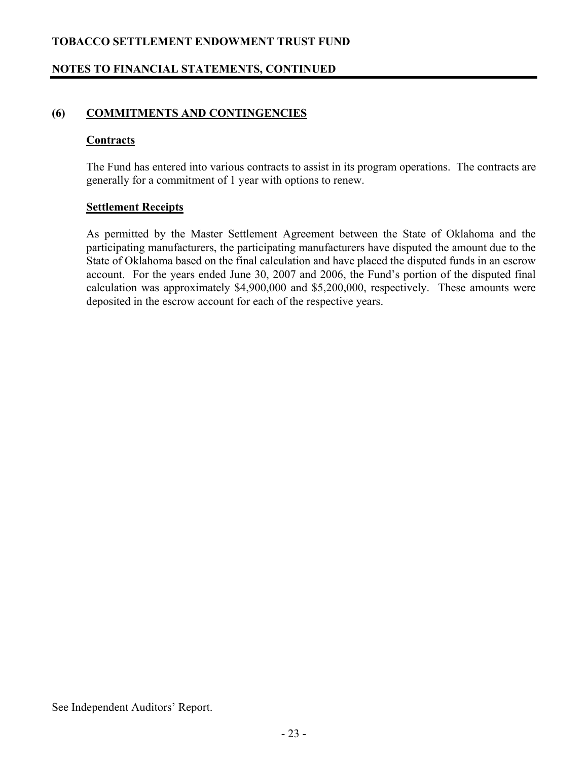## (6) COMMITMENTS AND CONTINGENCIES

### Contracts

The Fund has entered into various contracts to assist in its program operations. The contracts are generally for a commitment of 1 year with options to renew.

### Settlement Receipts

As permitted by the Master Settlement Agreement between the State of Oklahoma and the participating manufacturers, the participating manufacturers have disputed the amount due to the State of Oklahoma based on the final calculation and have placed the disputed funds in an escrow account. For the years ended June 30, 2007 and 2006, the Fund's portion of the disputed final calculation was approximately \$4,900,000 and \$5,200,000, respectively. These amounts were deposited in the escrow account for each of the respective years.

See Independent Auditors' Report.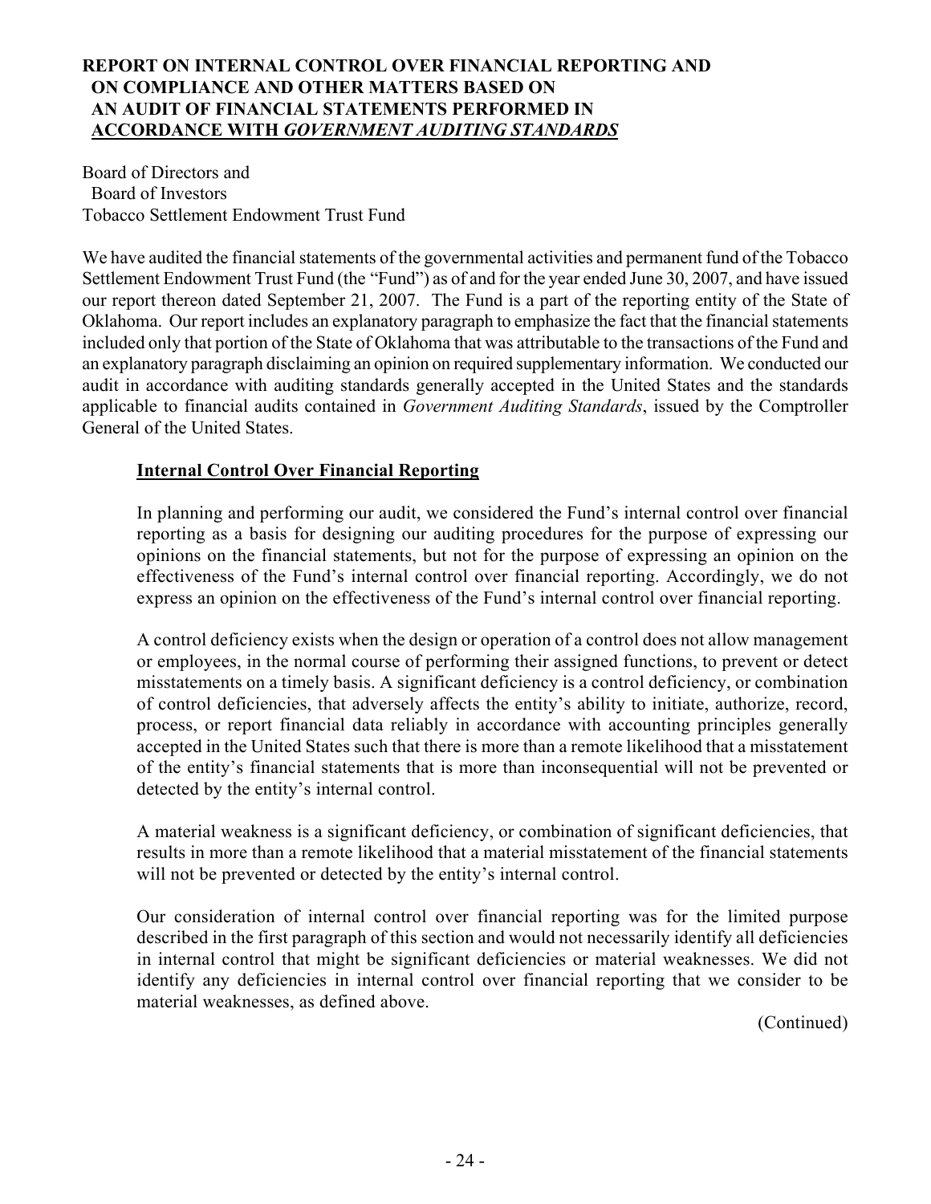# REPORT ON INTERNAL CONTROL OVER FINANCIAL REPORTING AND ON COMPLIANCE AND OTHER MATTERS BASED ON AN AUDIT OF FINANCIAL STATEMENTS PERFORMED IN ACCORDANCE WITH *GOVERNMENT AUDITING STANDARDS*

Board of Directors and
Board of Investors
Tobacco Settlement Endowment Trust Fund

We have audited the financial statements of the governmental activities and permanent fund of the Tobacco Settlement Endowment Trust Fund (the "Fund") as of and for the year ended June 30, 2007, and have issued our report thereon dated September 21, 2007. The Fund is a part of the reporting entity of the State of Oklahoma. Our report includes an explanatory paragraph to emphasize the fact that the financial statements included only that portion of the State of Oklahoma that was attributable to the transactions of the Fund and an explanatory paragraph disclaiming an opinion on required supplementary information. We conducted our audit in accordance with auditing standards generally accepted in the United States and the standards applicable to financial audits contained in *Government Auditing Standards*, issued by the Comptroller General of the United States.

## Internal Control Over Financial Reporting

In planning and performing our audit, we considered the Fund's internal control over financial reporting as a basis for designing our auditing procedures for the purpose of expressing our opinions on the financial statements, but not for the purpose of expressing an opinion on the effectiveness of the Fund's internal control over financial reporting. Accordingly, we do not express an opinion on the effectiveness of the Fund's internal control over financial reporting.

A control deficiency exists when the design or operation of a control does not allow management or employees, in the normal course of performing their assigned functions, to prevent or detect misstatements on a timely basis. A significant deficiency is a control deficiency, or combination of control deficiencies, that adversely affects the entity's ability to initiate, authorize, record, process, or report financial data reliably in accordance with accounting principles generally accepted in the United States such that there is more than a remote likelihood that a misstatement of the entity's financial statements that is more than inconsequential will not be prevented or detected by the entity's internal control.

A material weakness is a significant deficiency, or combination of significant deficiencies, that results in more than a remote likelihood that a material misstatement of the financial statements will not be prevented or detected by the entity's internal control.

Our consideration of internal control over financial reporting was for the limited purpose described in the first paragraph of this section and would not necessarily identify all deficiencies in internal control that might be significant deficiencies or material weaknesses. We did not identify any deficiencies in internal control over financial reporting that we consider to be material weaknesses, as defined above.

(Continued)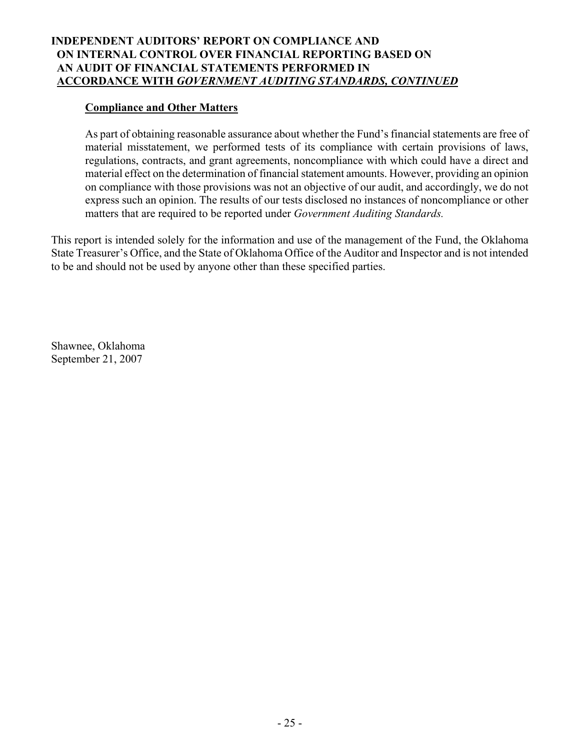**INDEPENDENT AUDITORS' REPORT ON COMPLIANCE AND ON INTERNAL CONTROL OVER FINANCIAL REPORTING BASED ON AN AUDIT OF FINANCIAL STATEMENTS PERFORMED IN ACCORDANCE WITH *GOVERNMENT AUDITING STANDARDS, CONTINUED***

**Compliance and Other Matters**

As part of obtaining reasonable assurance about whether the Fund's financial statements are free of material misstatement, we performed tests of its compliance with certain provisions of laws, regulations, contracts, and grant agreements, noncompliance with which could have a direct and material effect on the determination of financial statement amounts. However, providing an opinion on compliance with those provisions was not an objective of our audit, and accordingly, we do not express such an opinion. The results of our tests disclosed no instances of noncompliance or other matters that are required to be reported under *Government Auditing Standards.*

This report is intended solely for the information and use of the management of the Fund, the Oklahoma State Treasurer's Office, and the State of Oklahoma Office of the Auditor and Inspector and is not intended to be and should not be used by anyone other than these specified parties.

Shawnee, Oklahoma
September 21, 2007